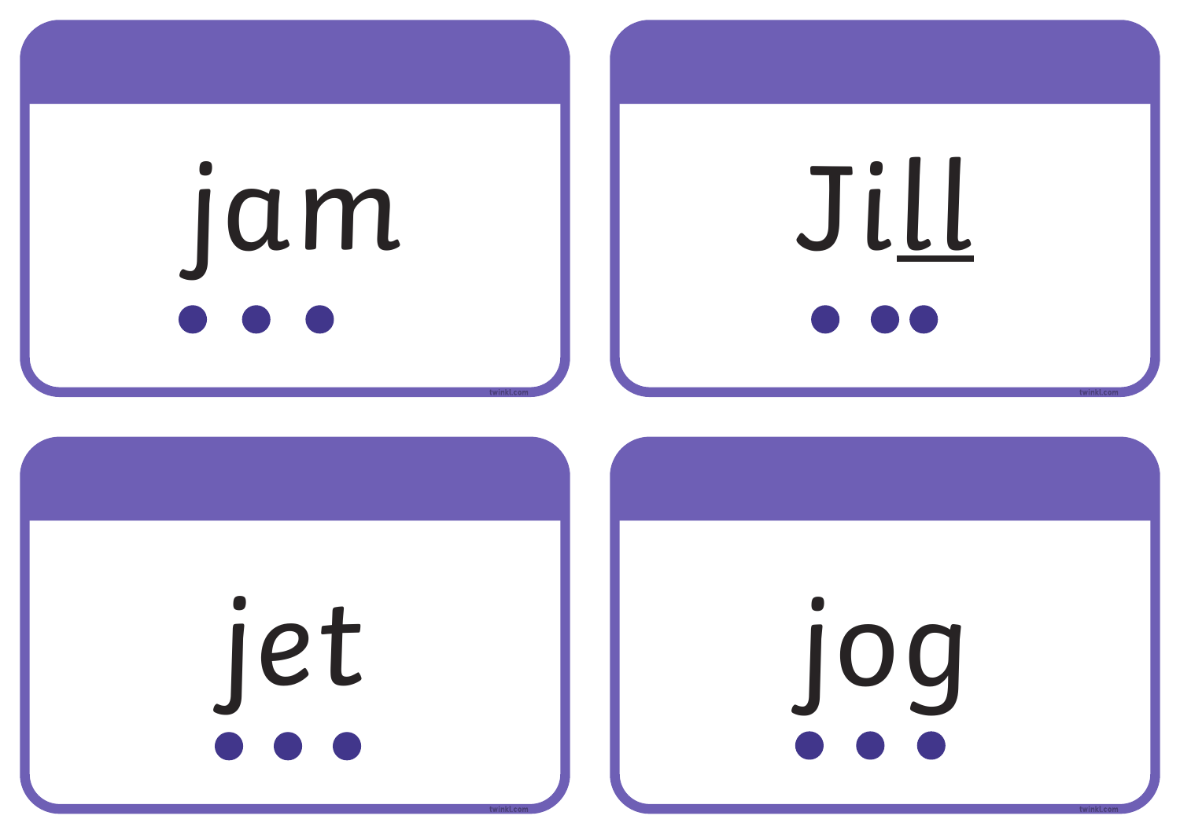jam

Ji<u>ll</u>

jet

jog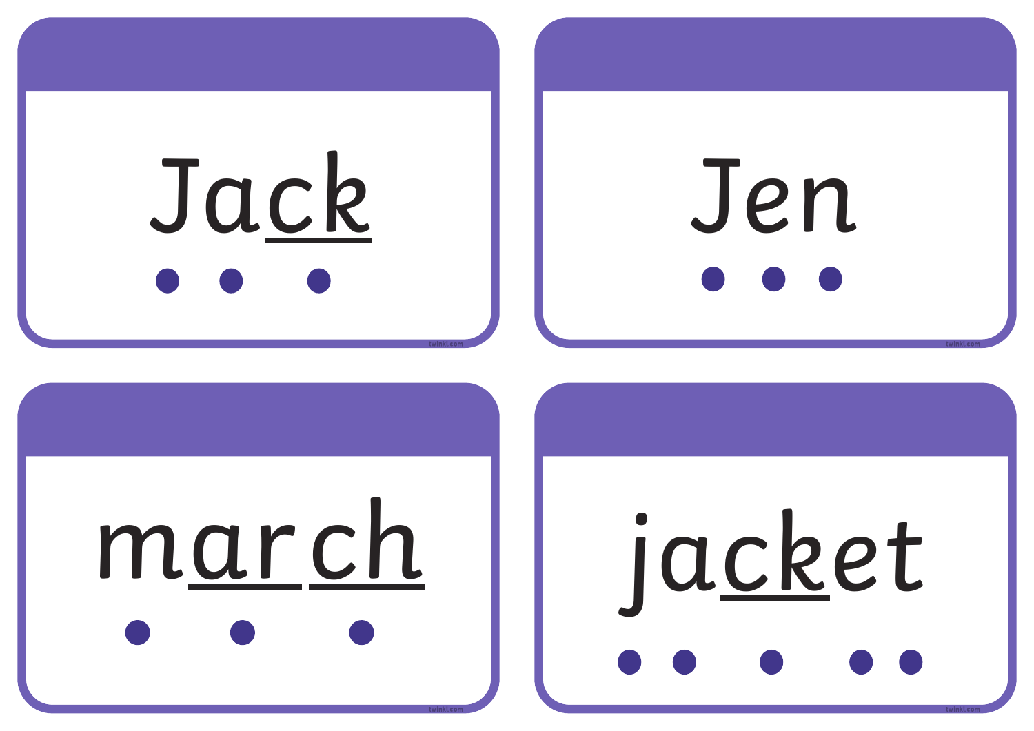Jack

Jen

march

jacket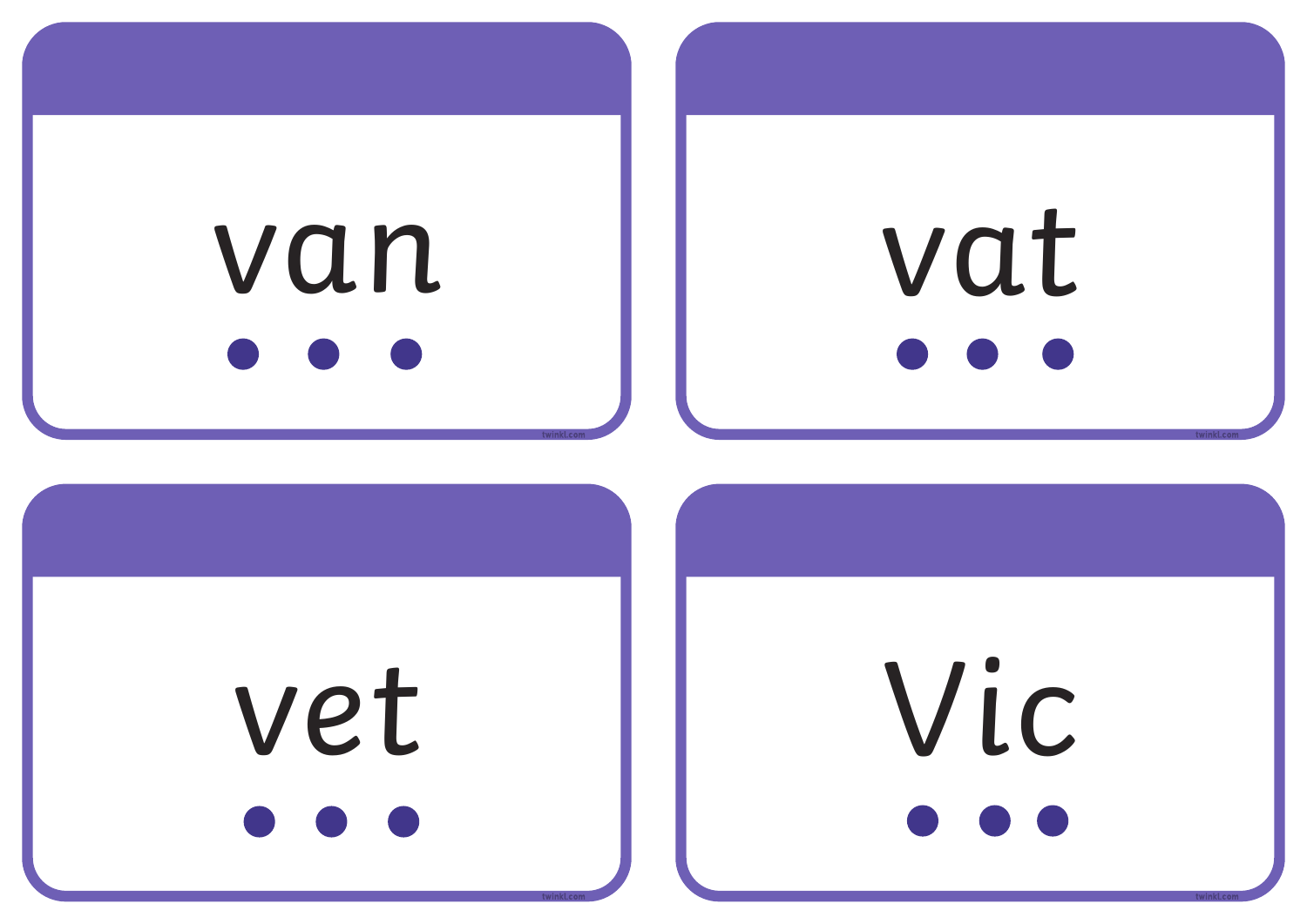van

vat

vet

Vic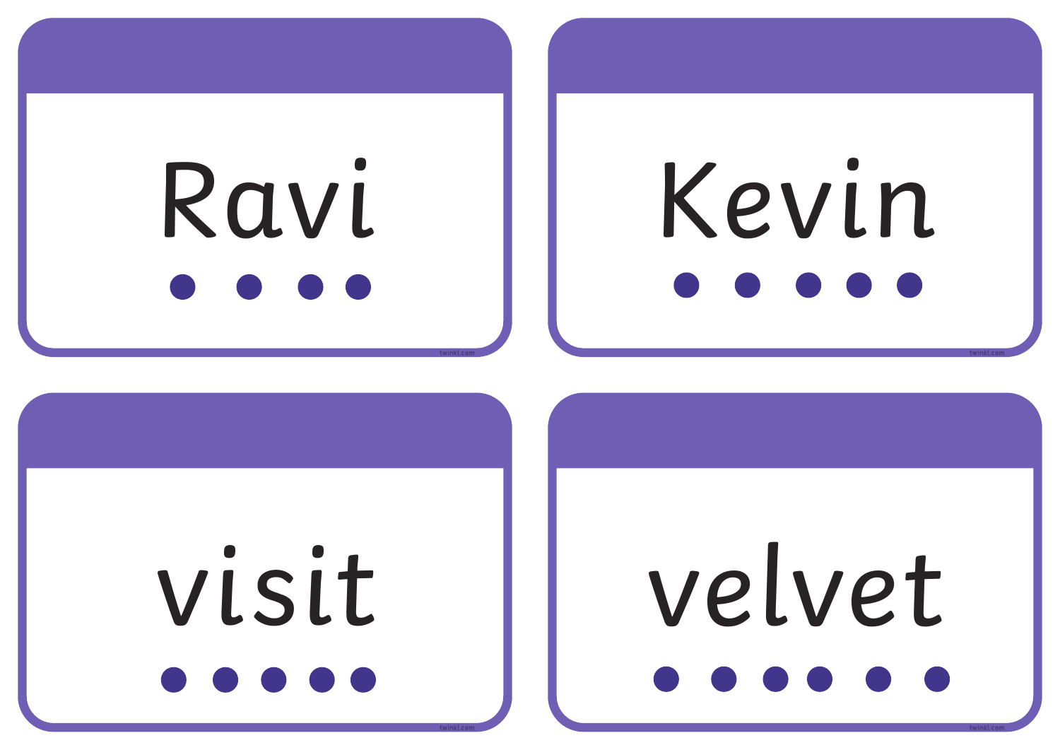Ravi

Kevin

visit

velvet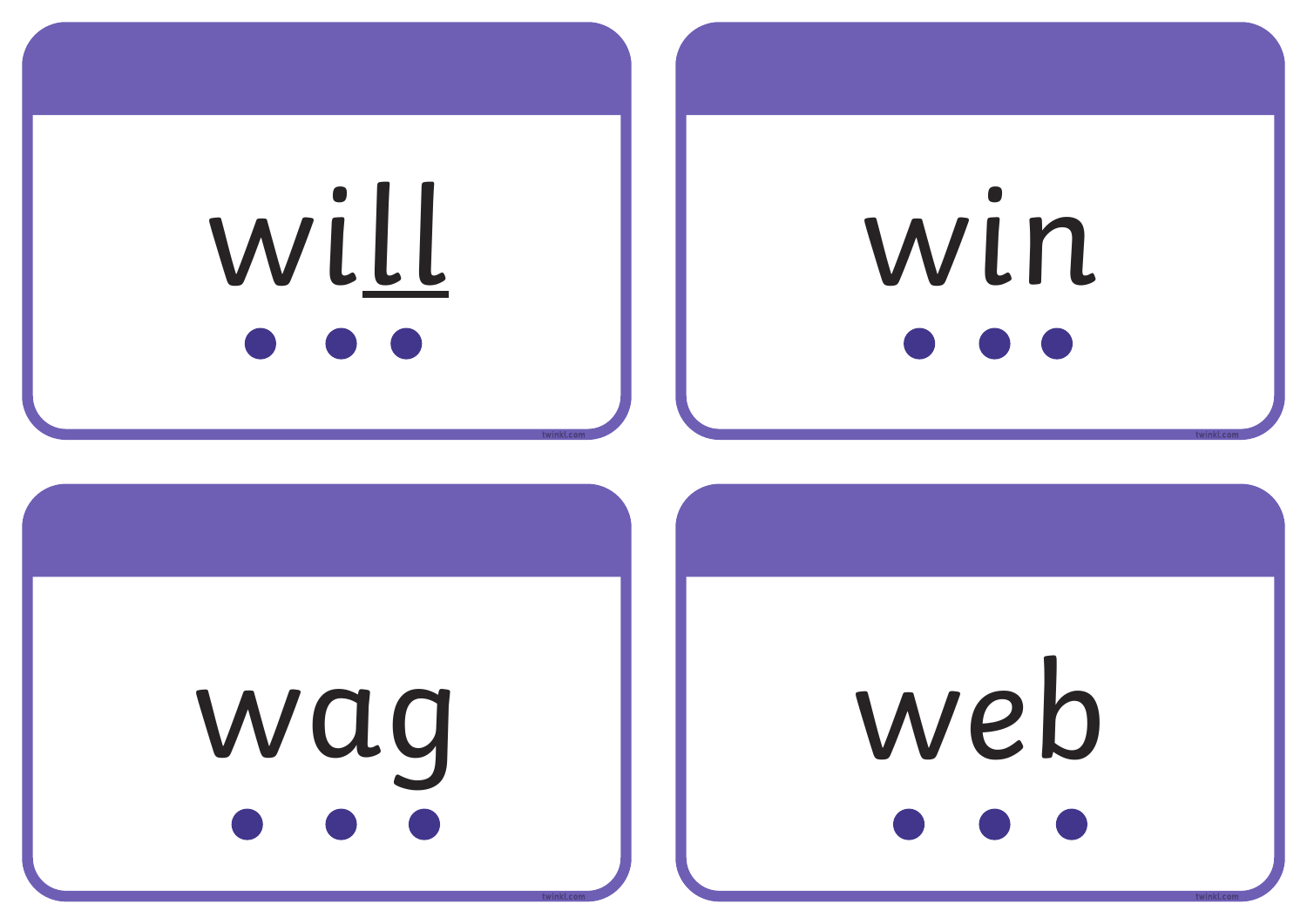wi<u>ll</u>

win

wag

web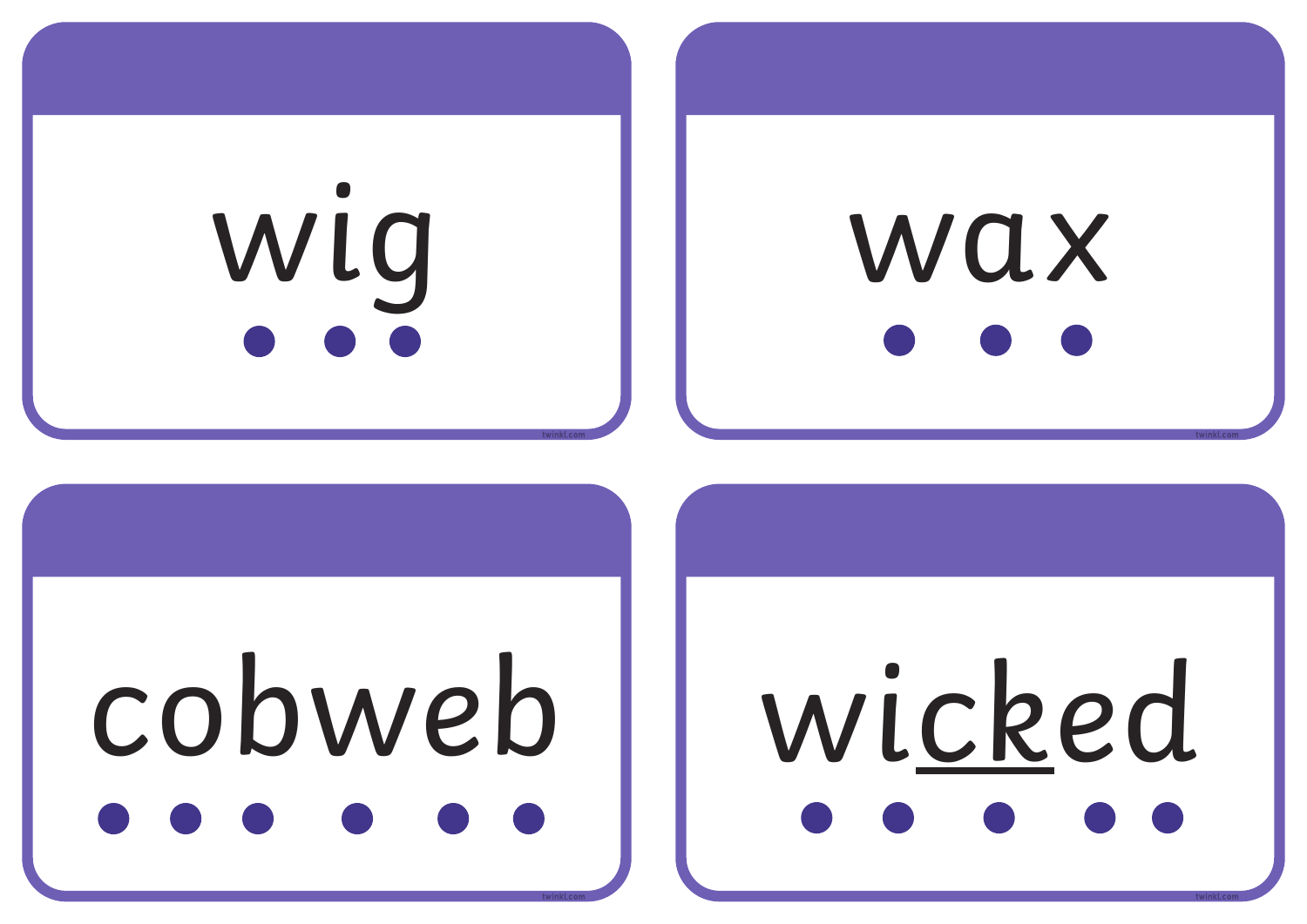wig

wax

cobweb

wi<u>ck</u>ed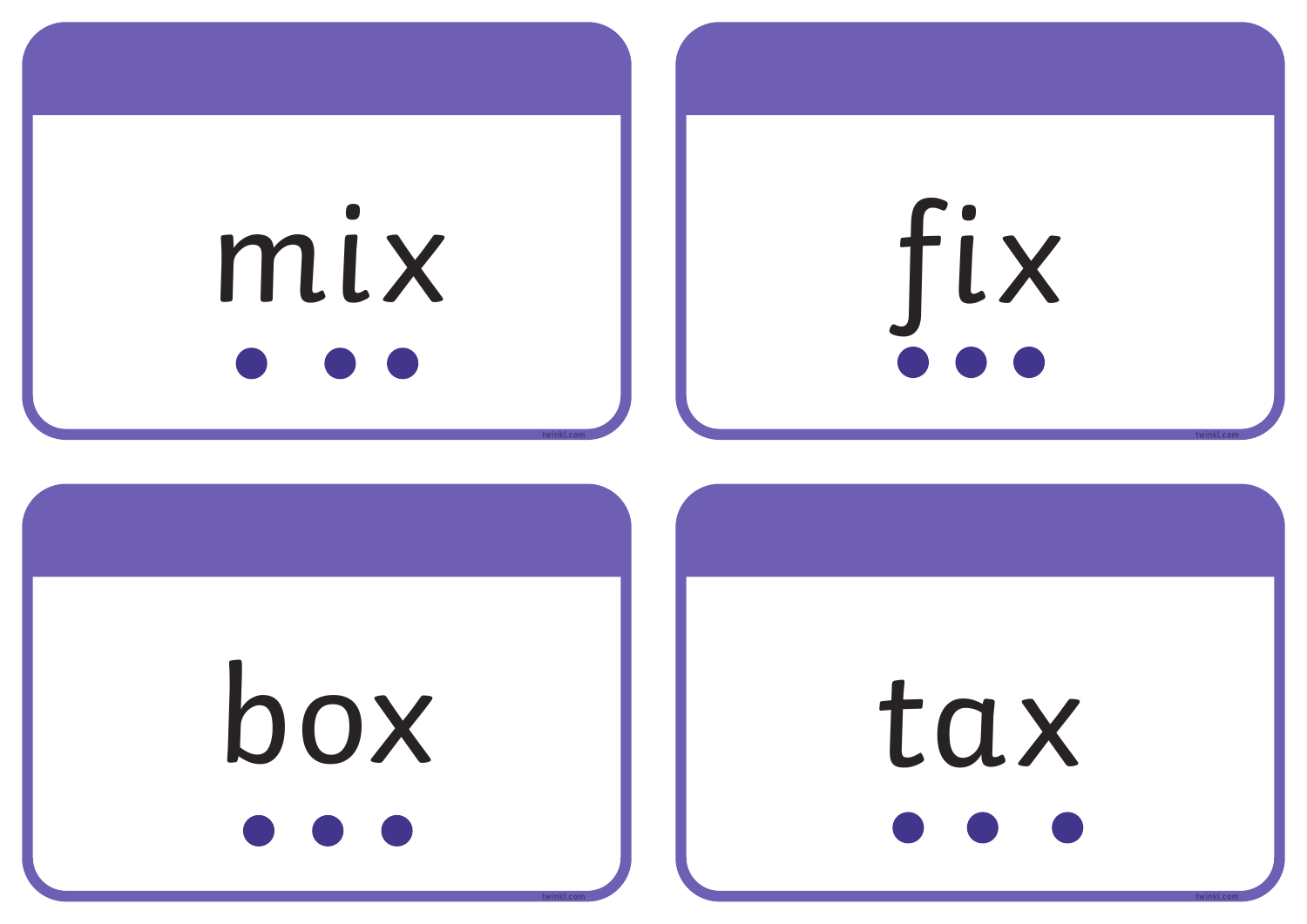mix

fix

box

tax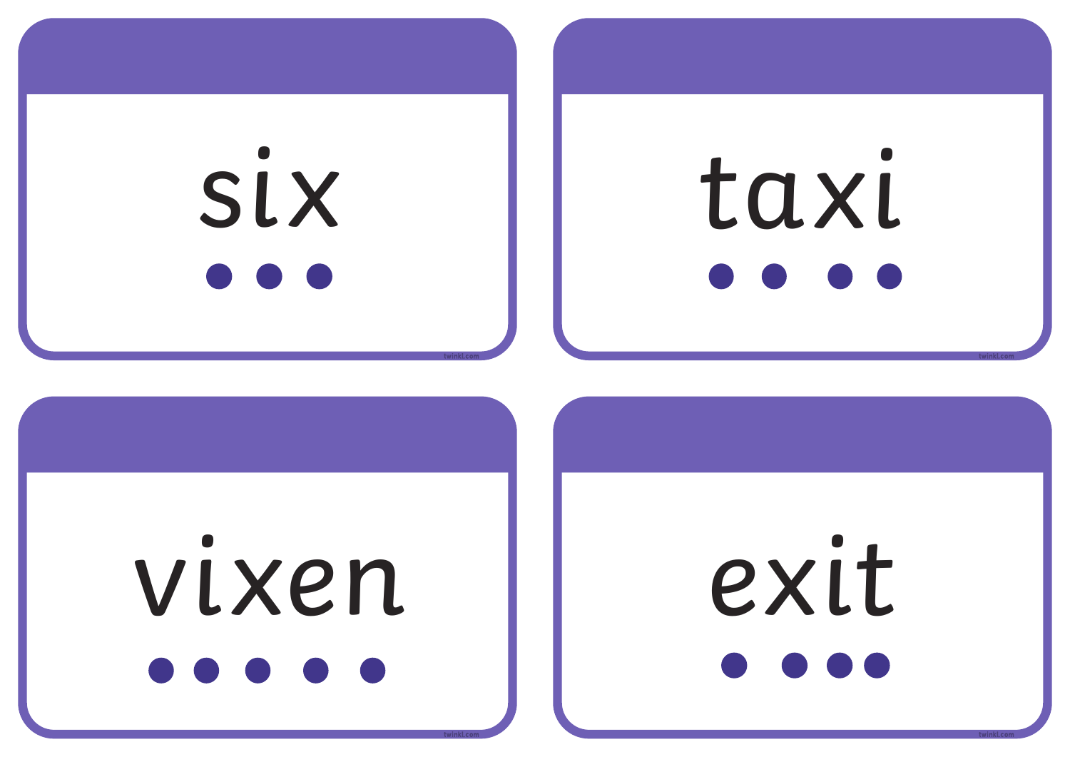six

taxi

vixen

exit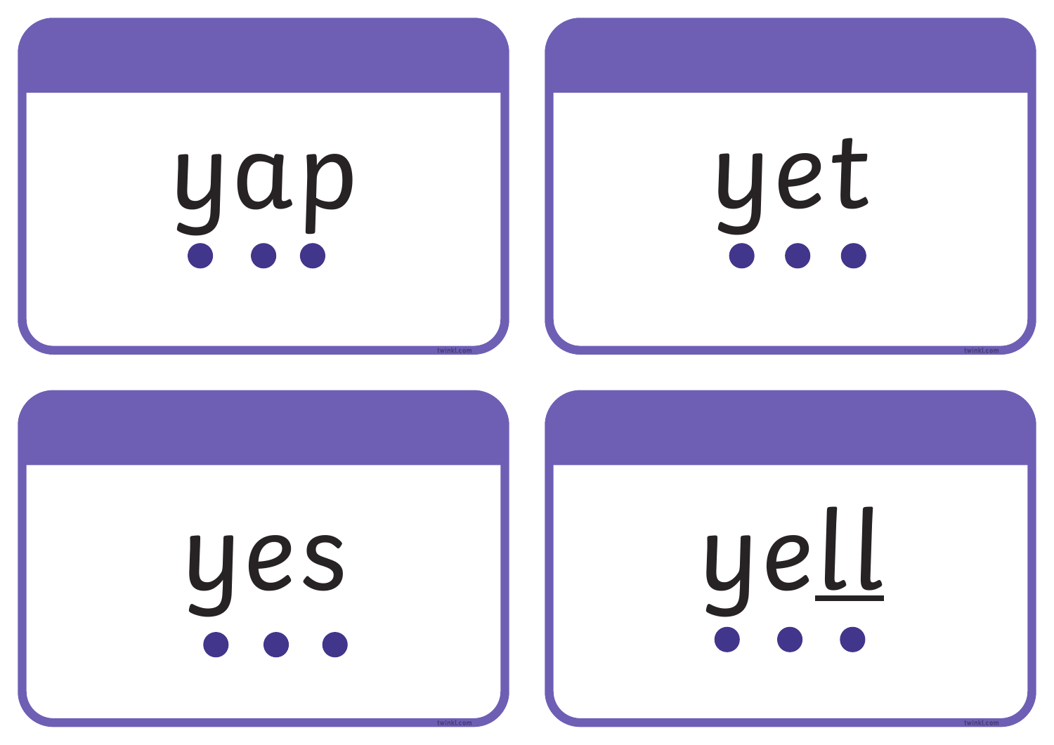yap

yet

yes

ye<u>ll</u>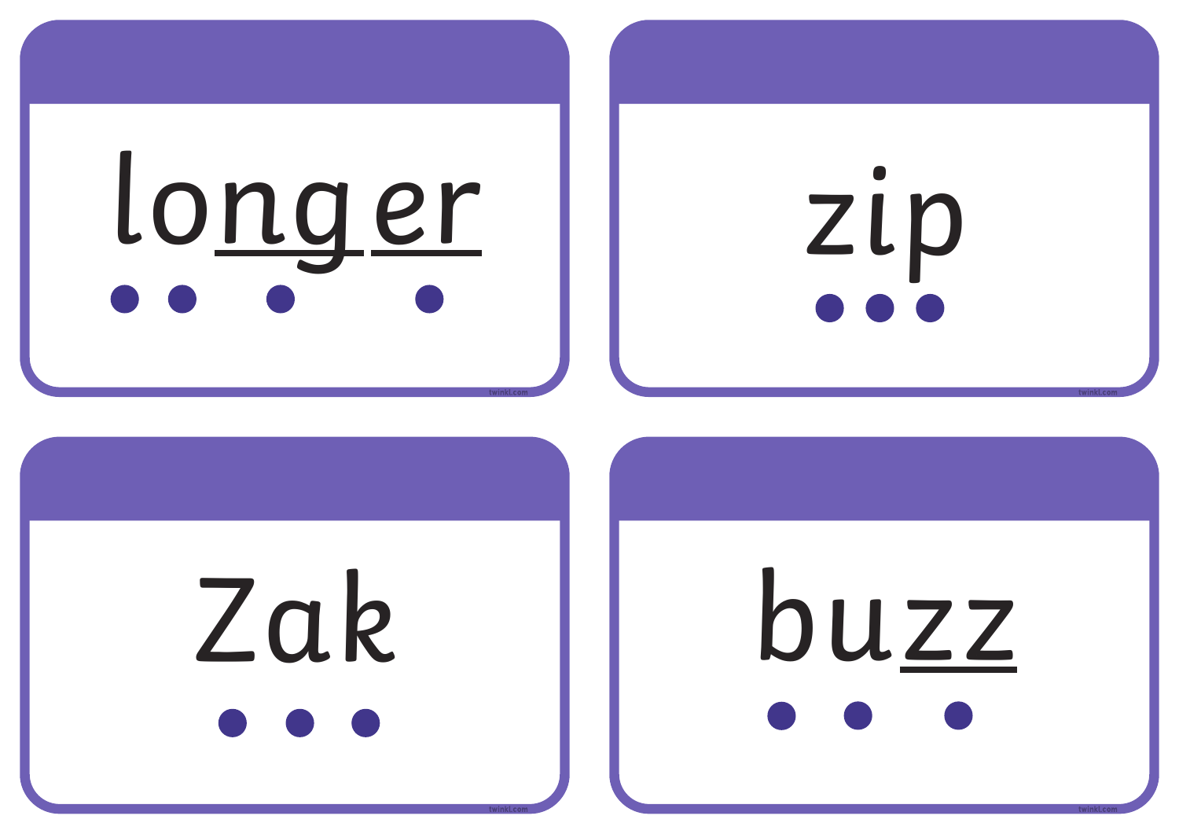longer

zip

Zak

buzz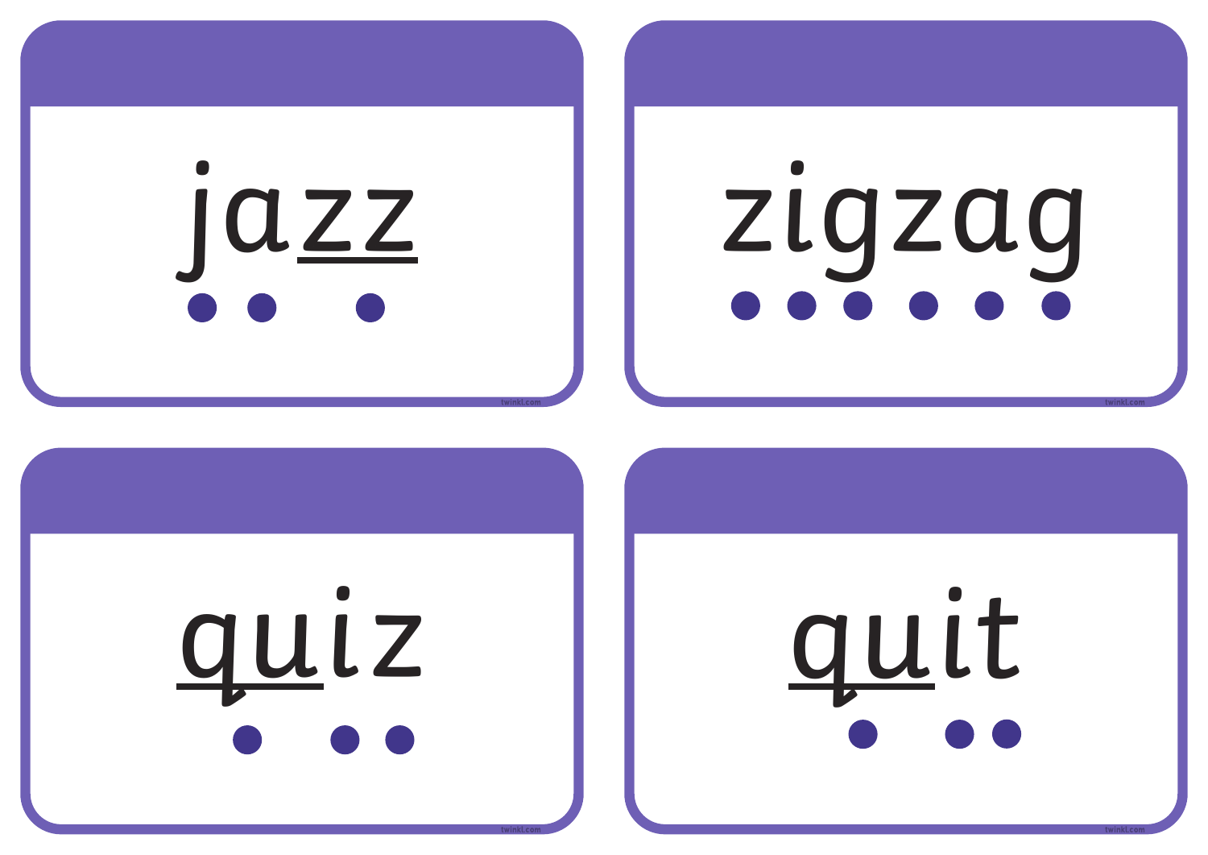jazz

zigzag

quiz

quit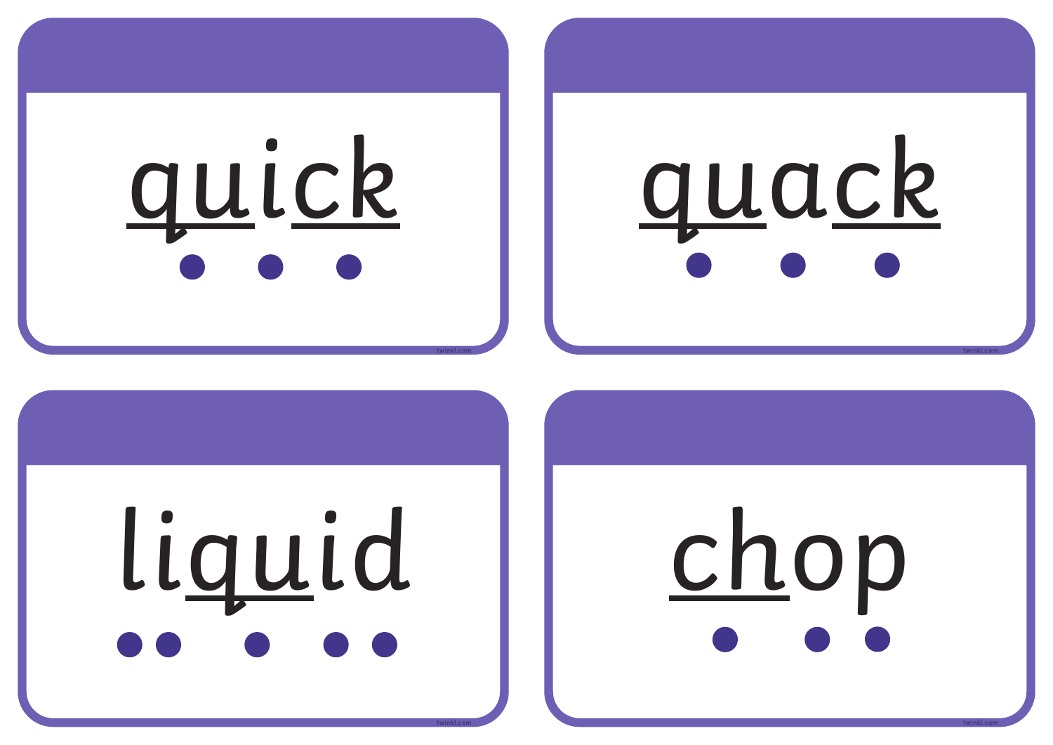quick

quack

liquid

chop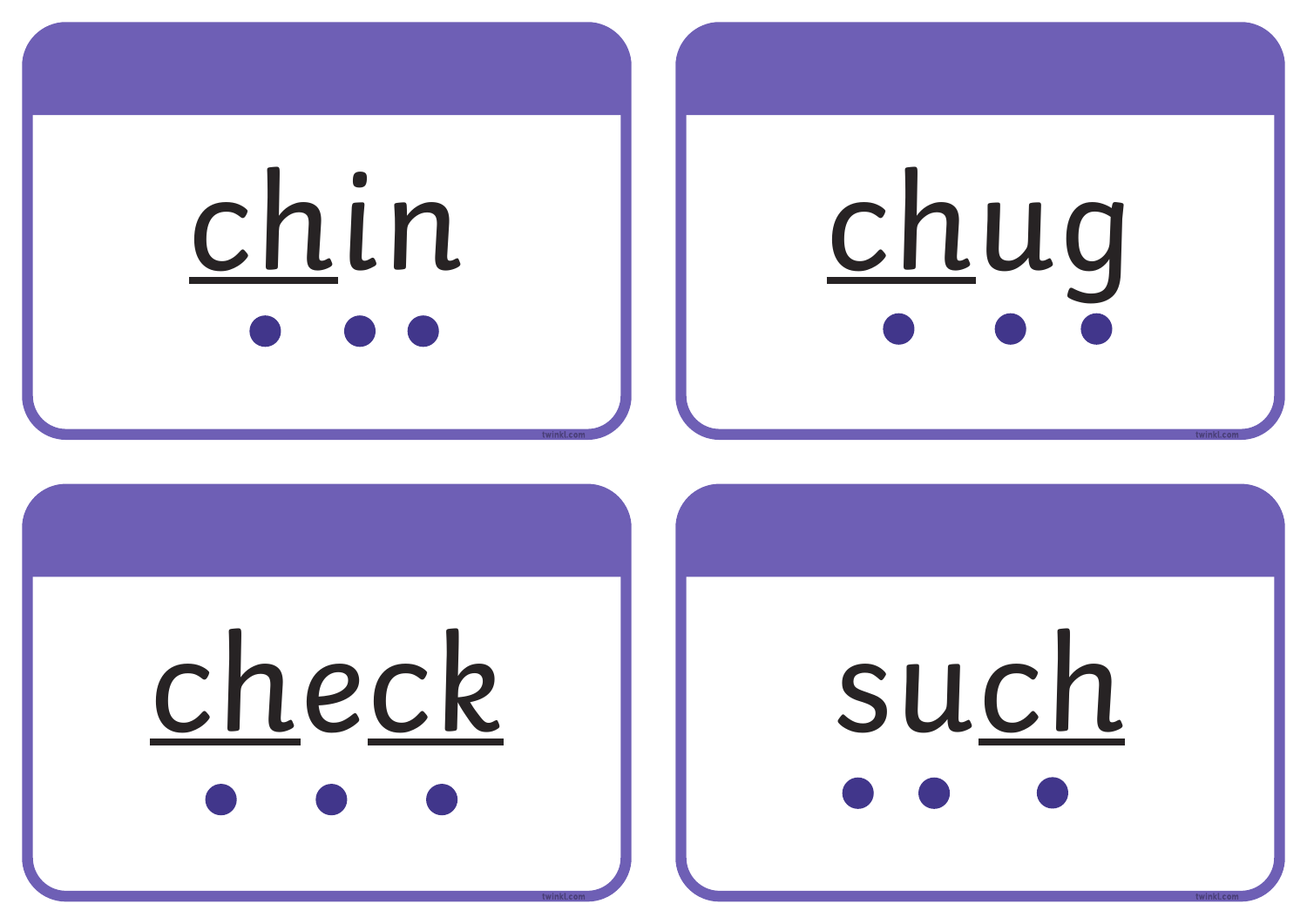chin

chug

check

such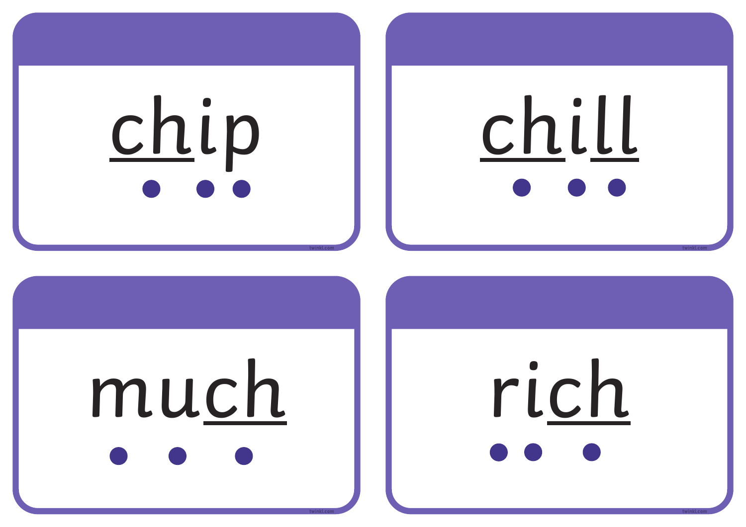chip

chill

much

rich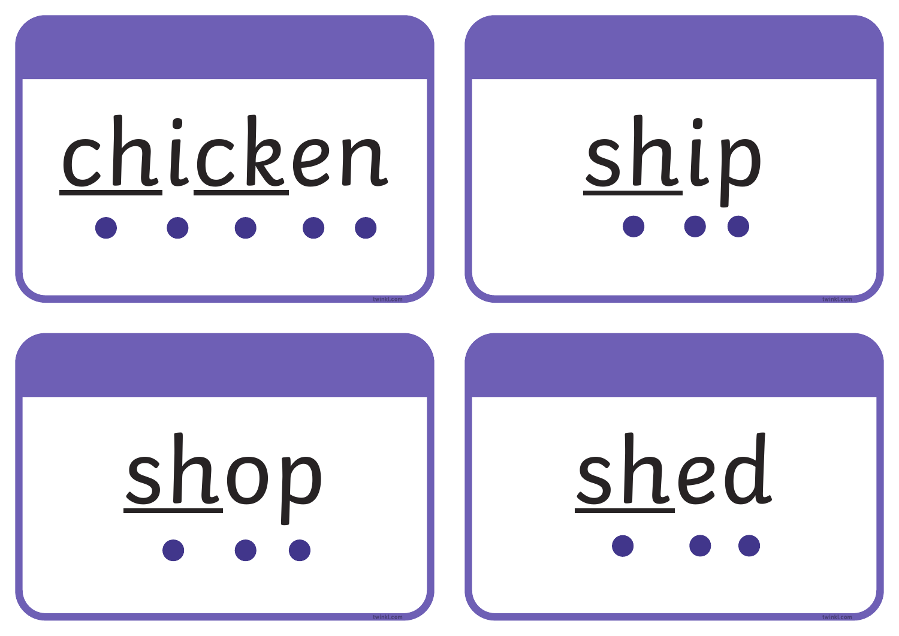chicken

ship

shop

shed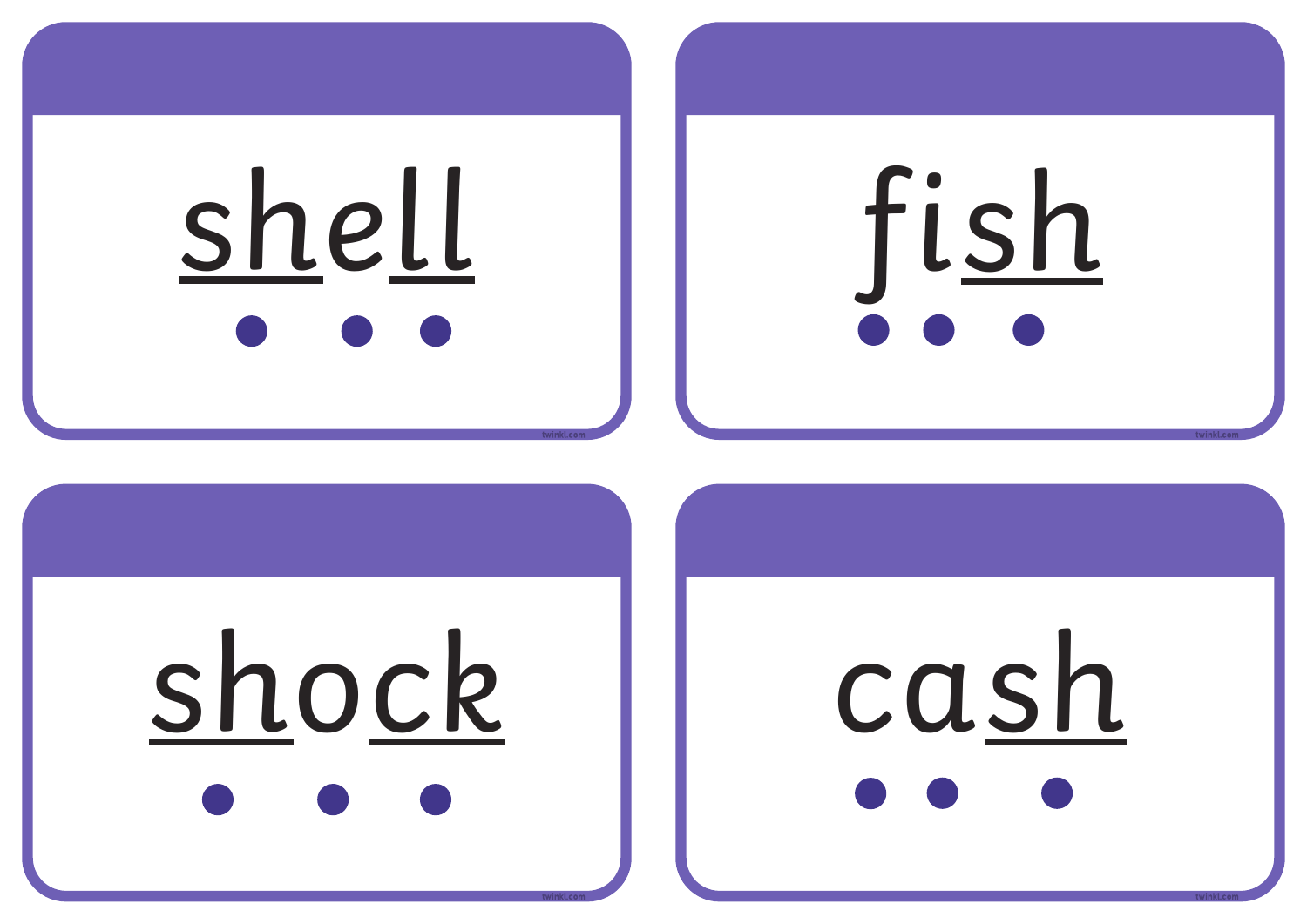shell

fish

shock

cash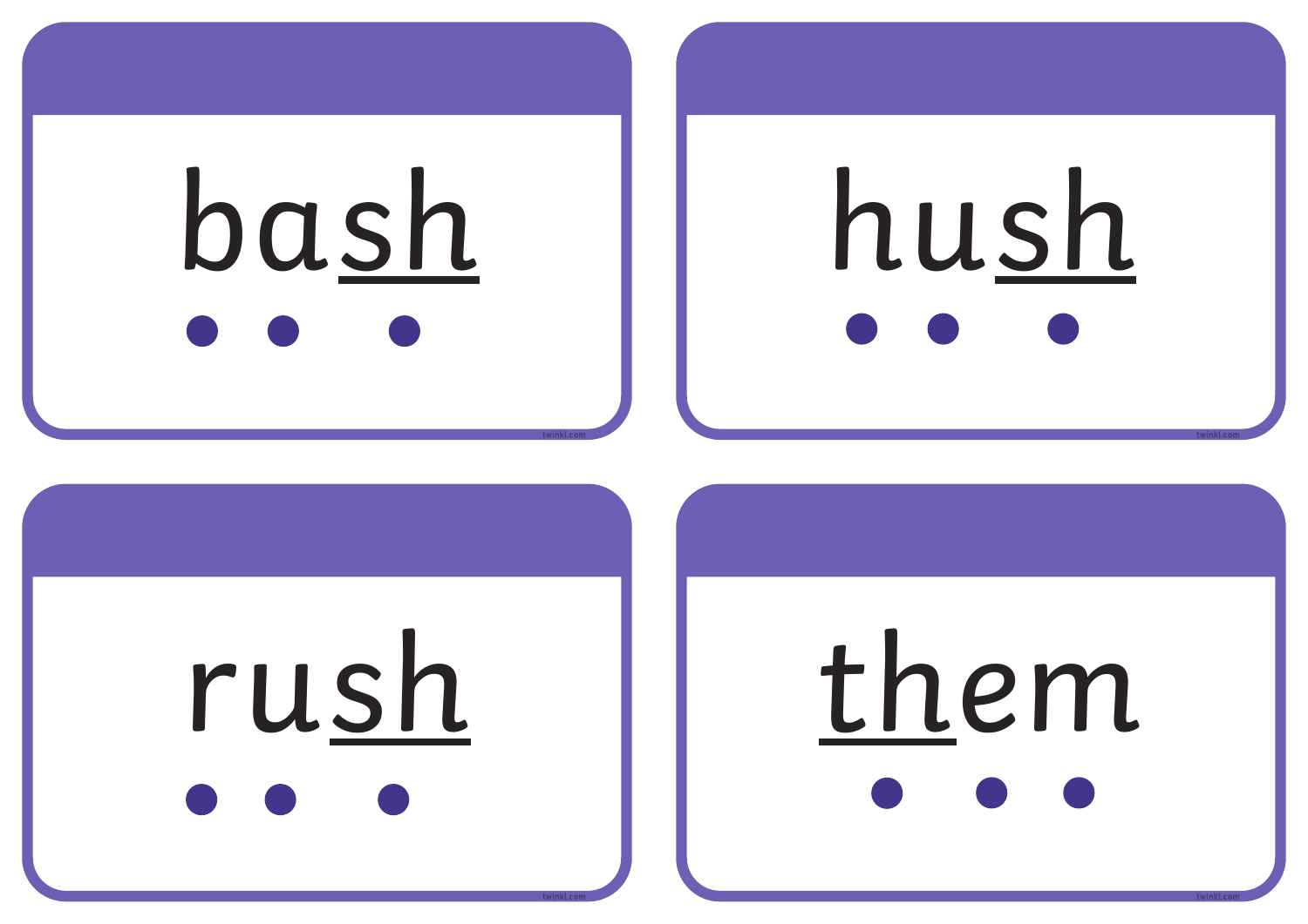bash

hush

rush

them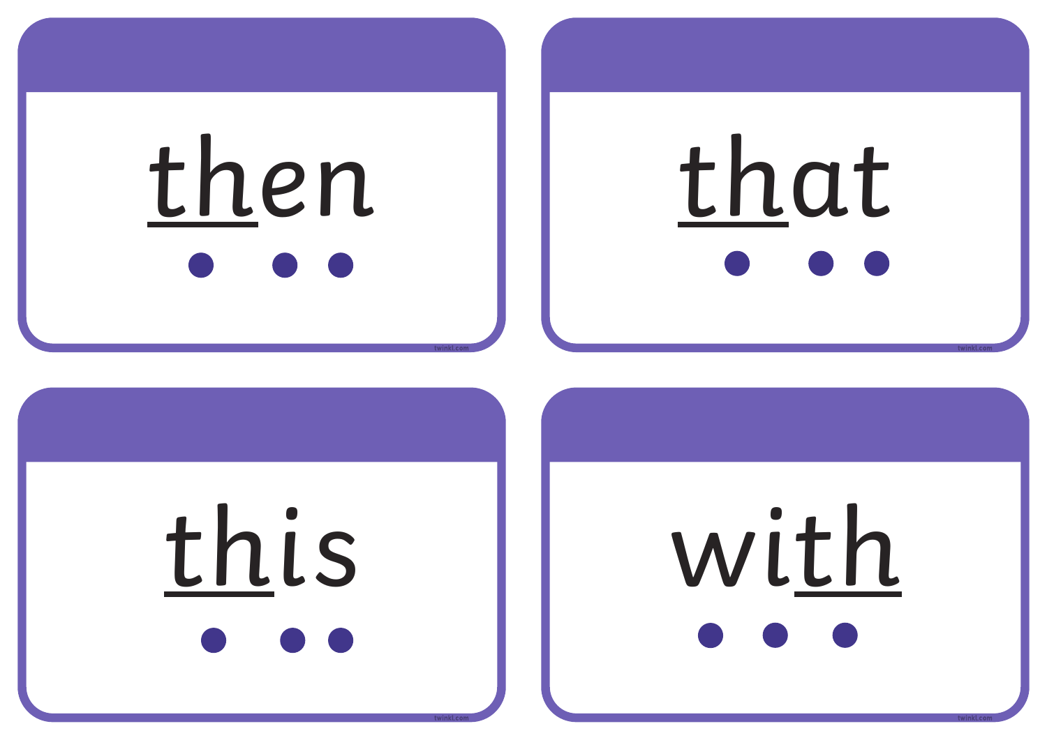then

that

this

with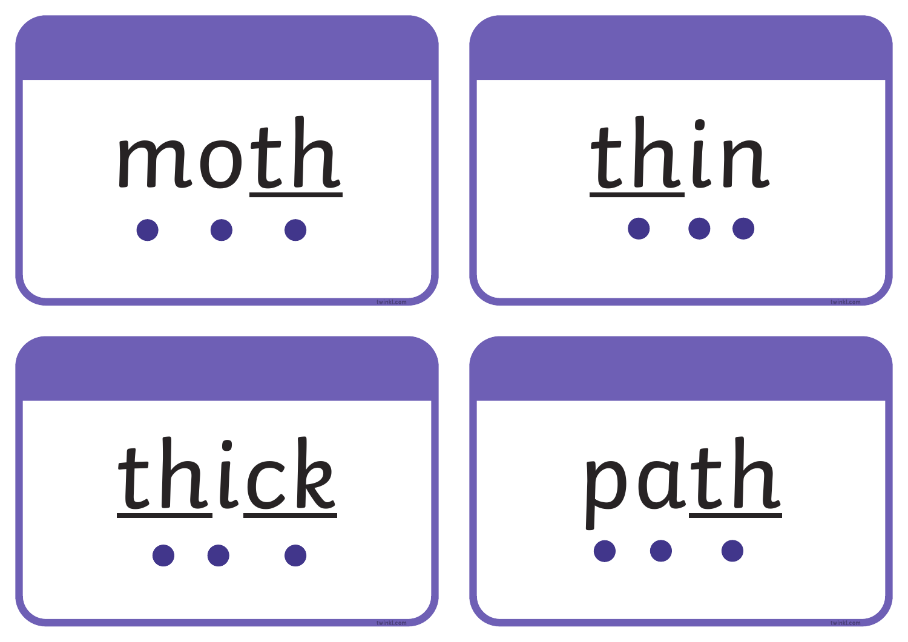moth

thin

thick

path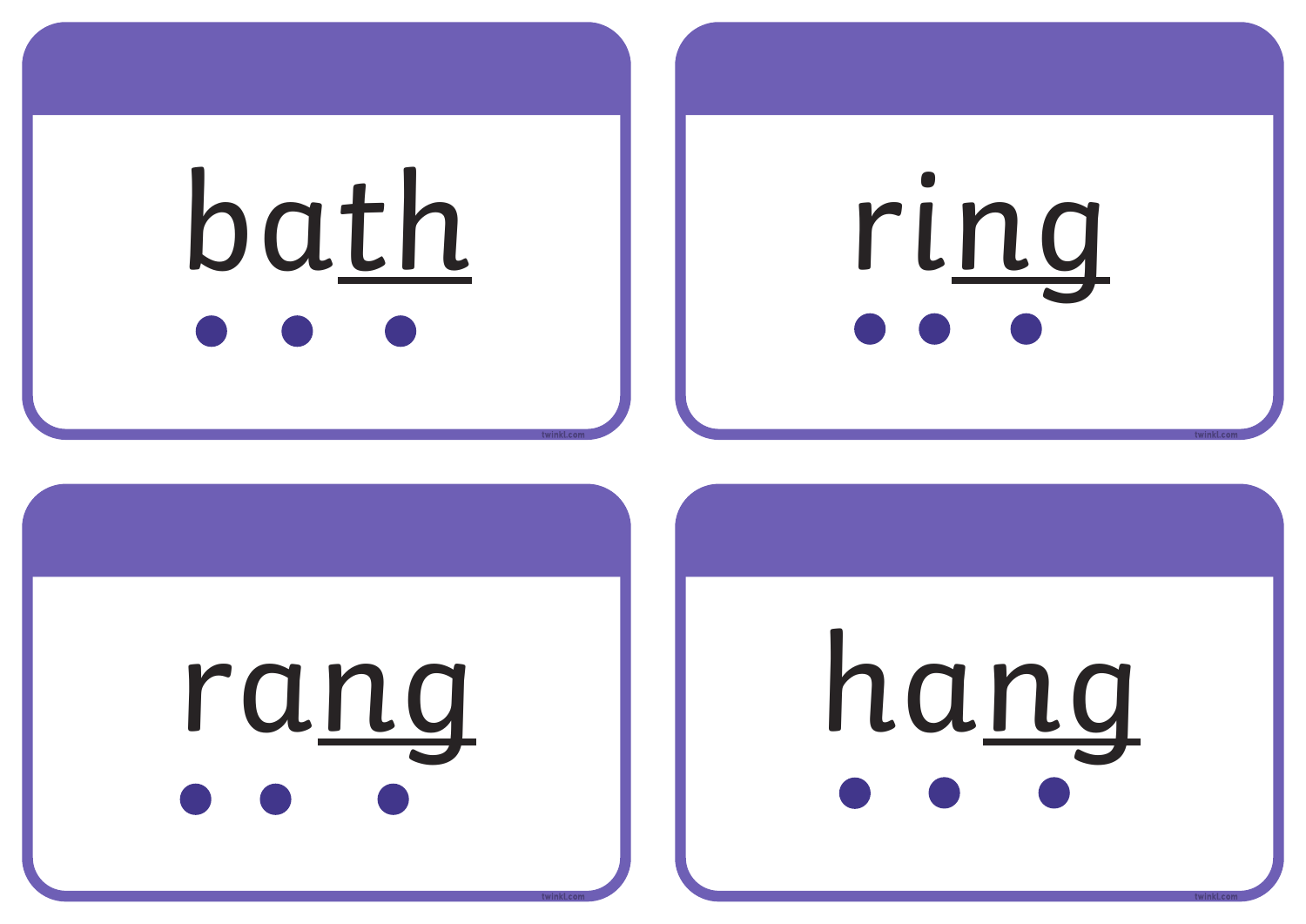bath

ring

rang

hang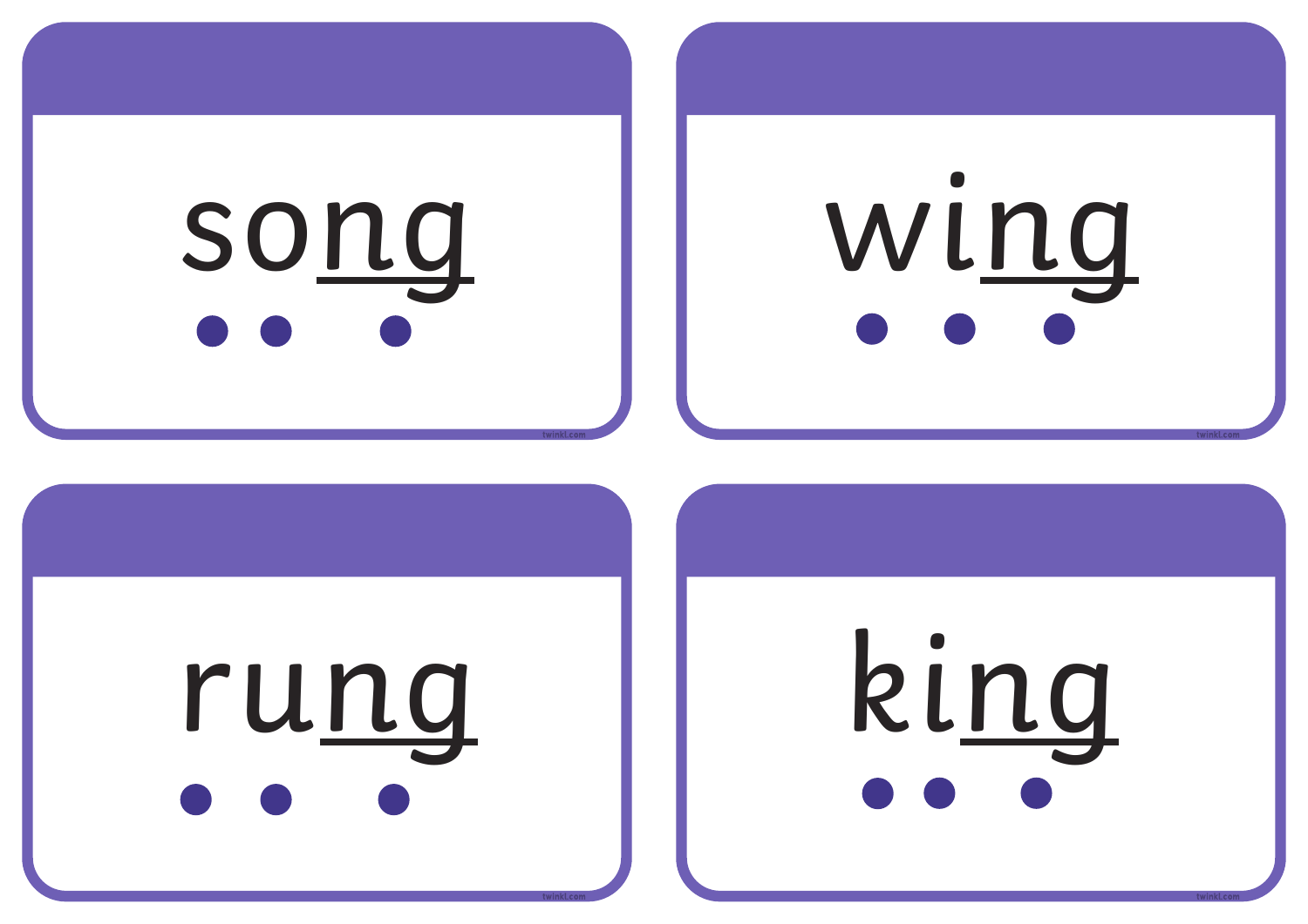song

wing

rung

king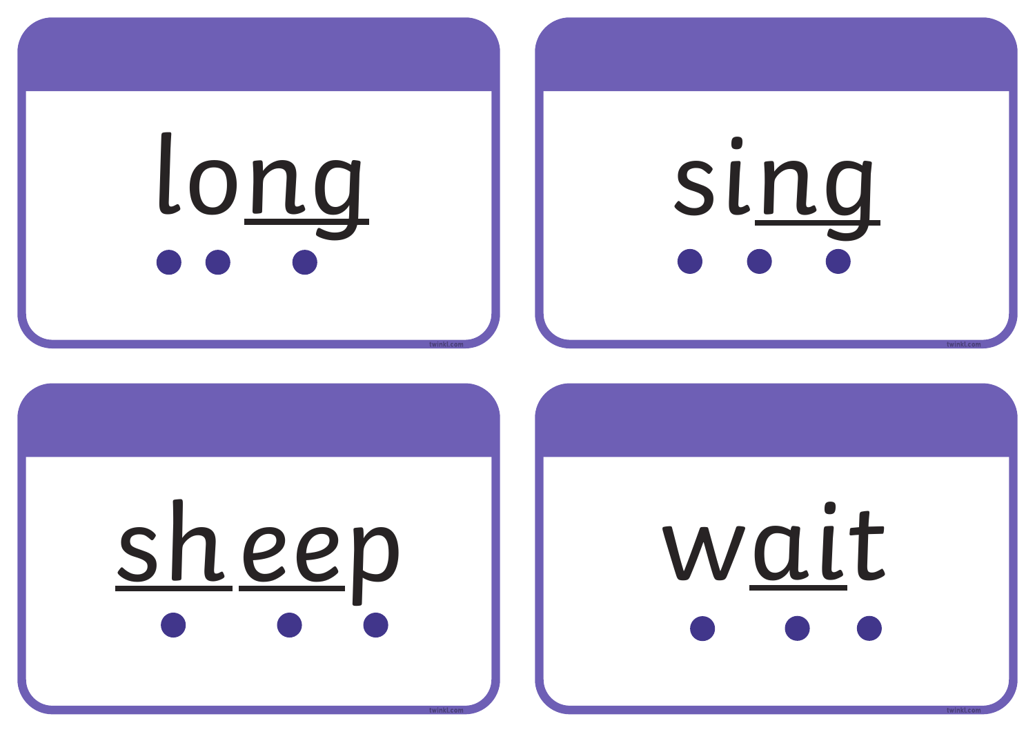long

sing

sheep

wait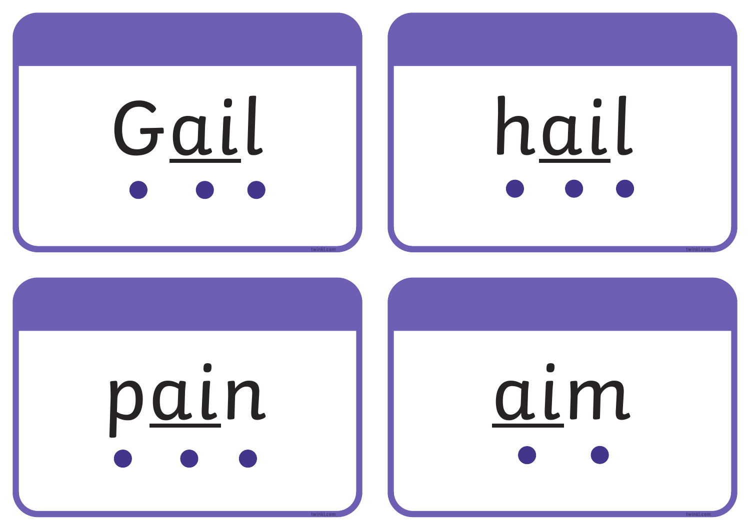Gail

hail

pain

aim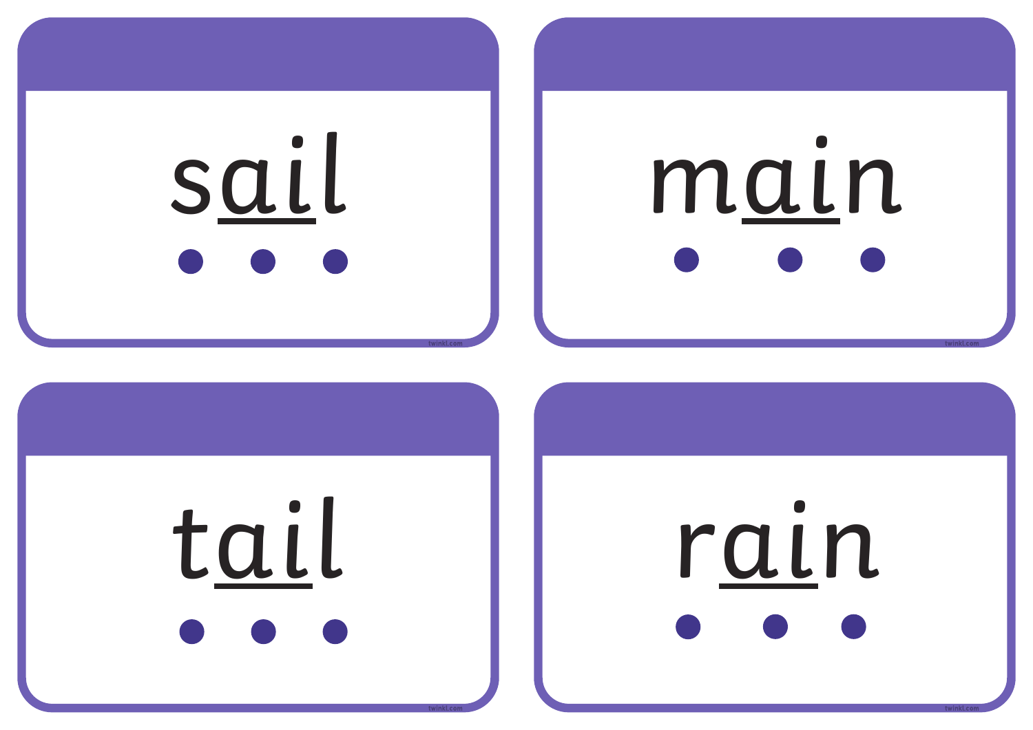sail

main

tail

rain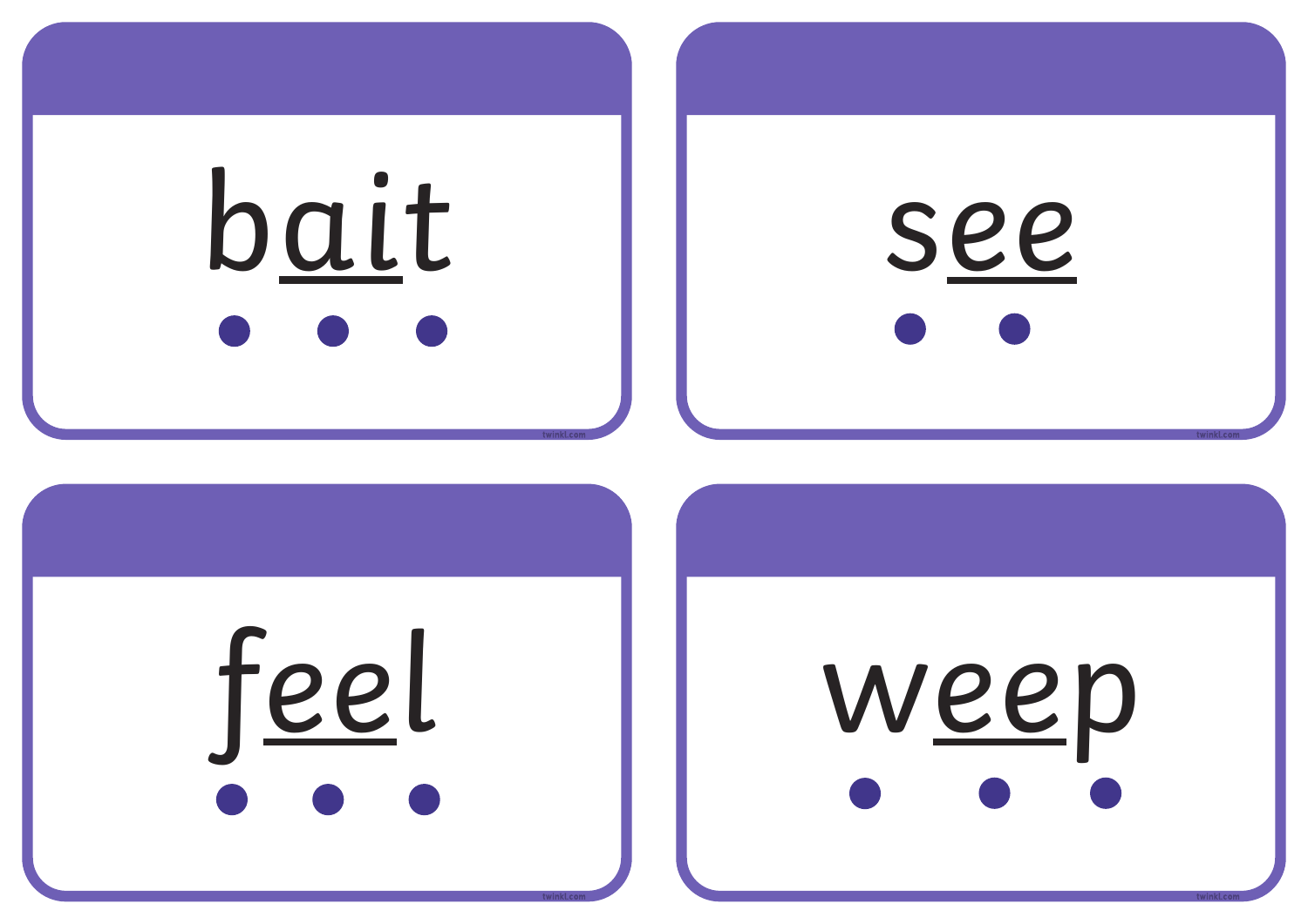bait

see

feel

weep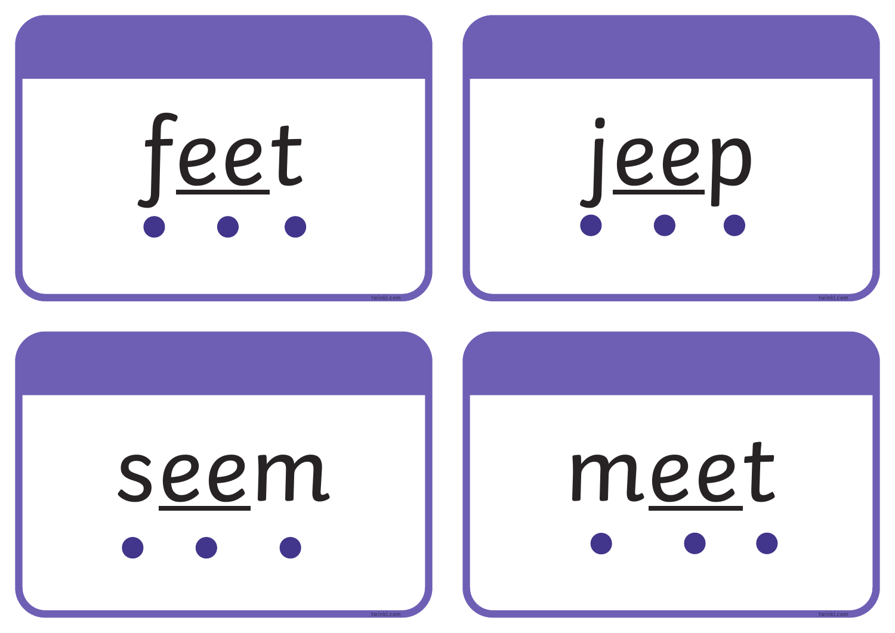feet

jeep

seem

meet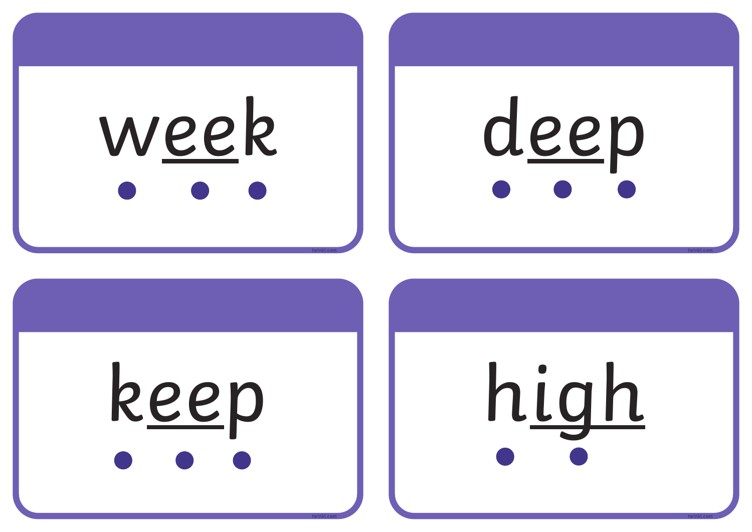week

deep

keep

high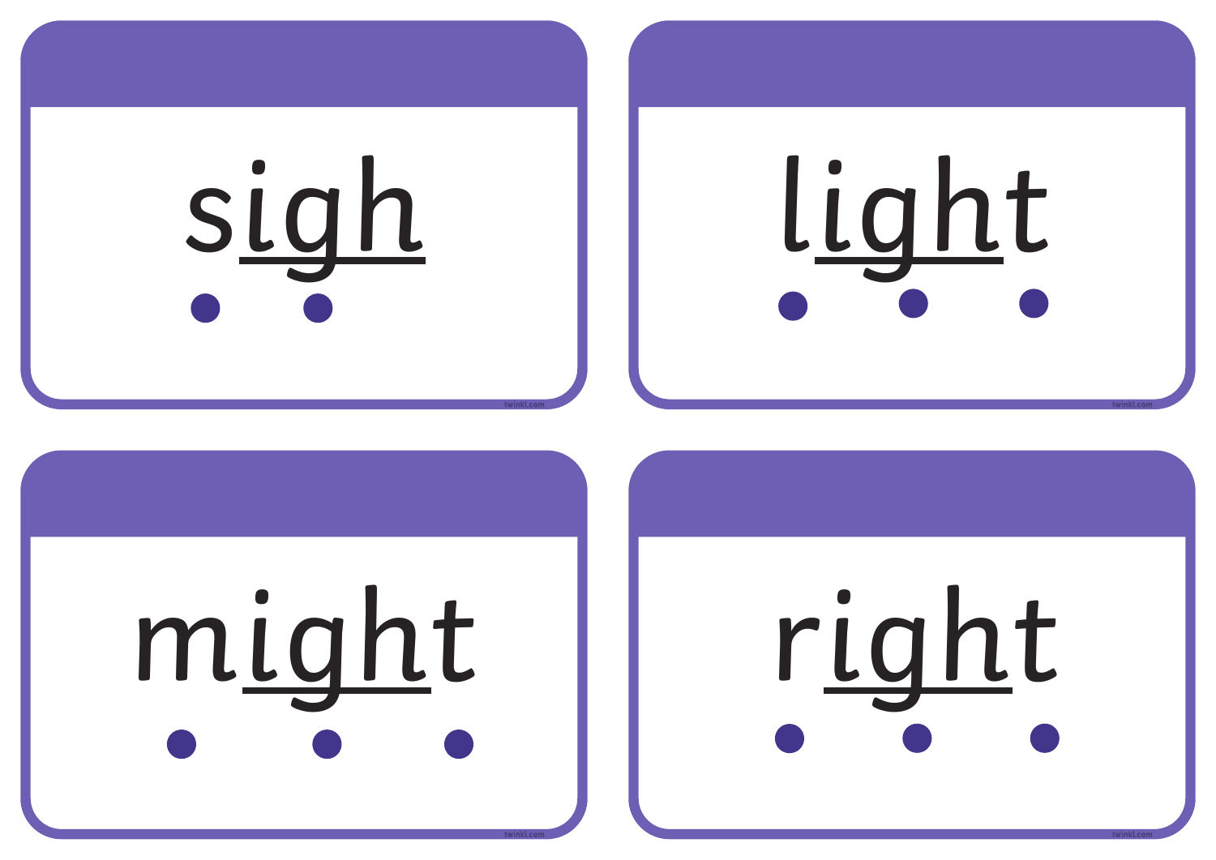sigh

light

might

right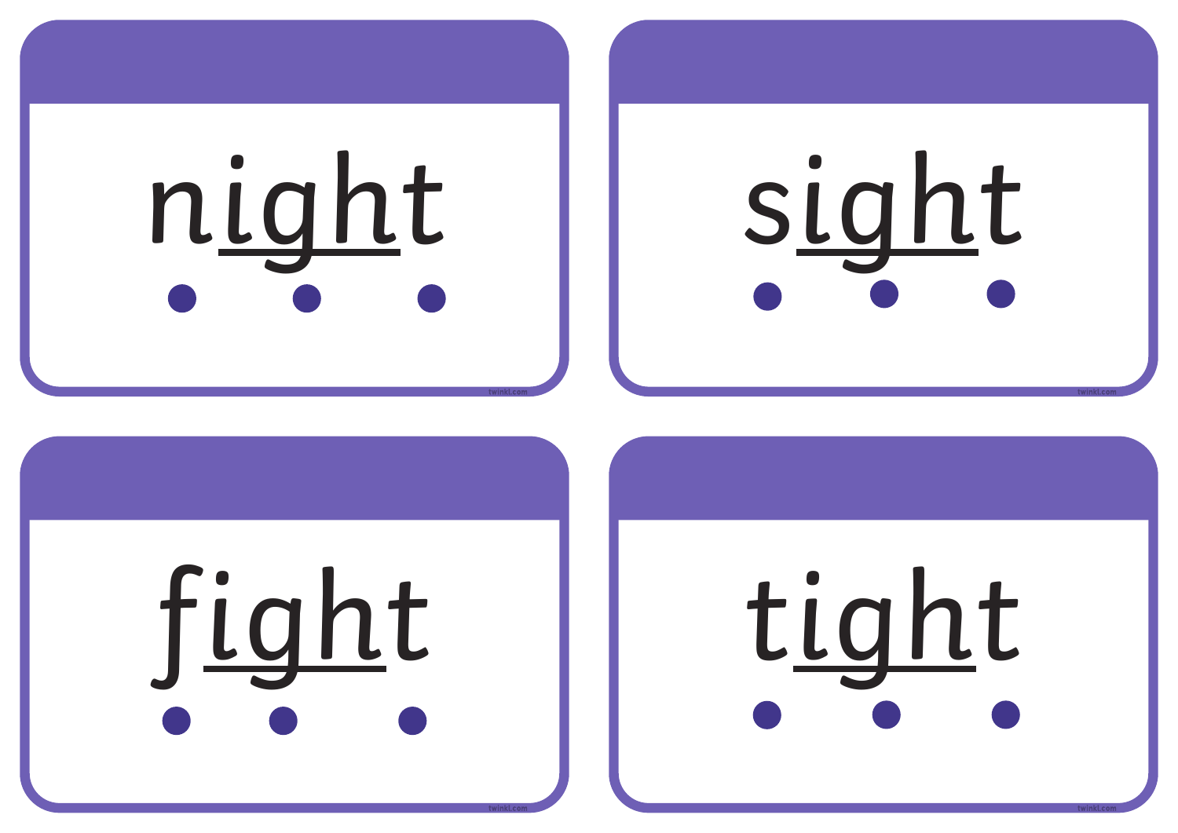night

sight

fight

tight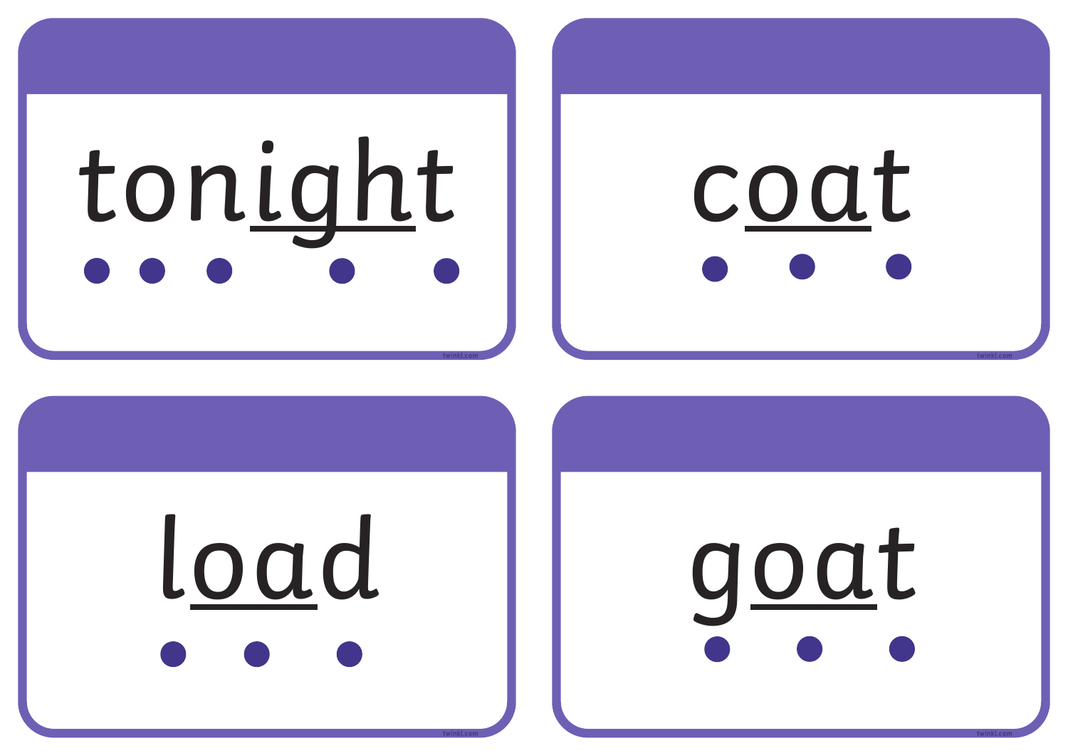tonight

coat

load

goat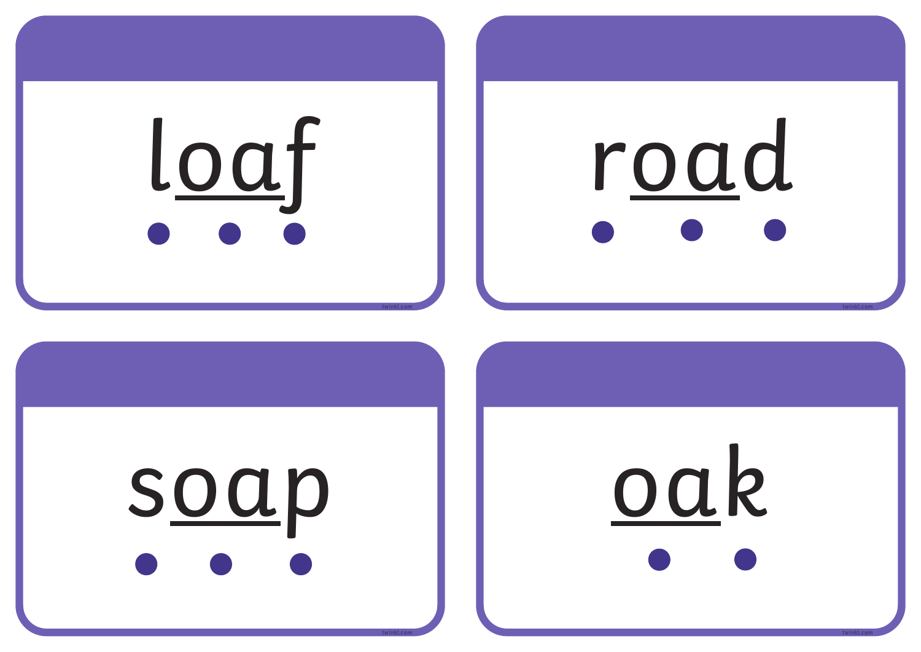loaf

road

soap

oak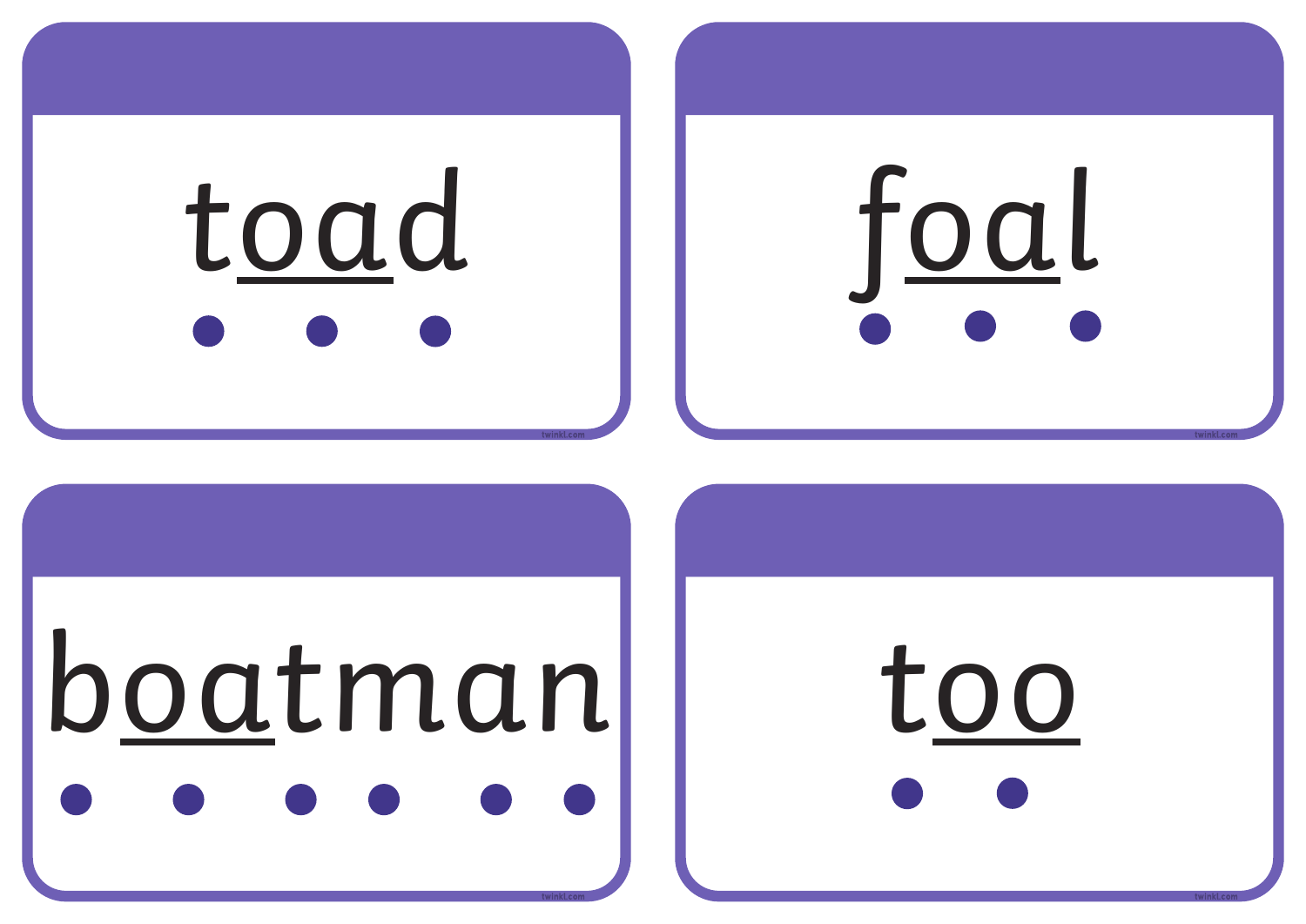toad

foal

boatman

too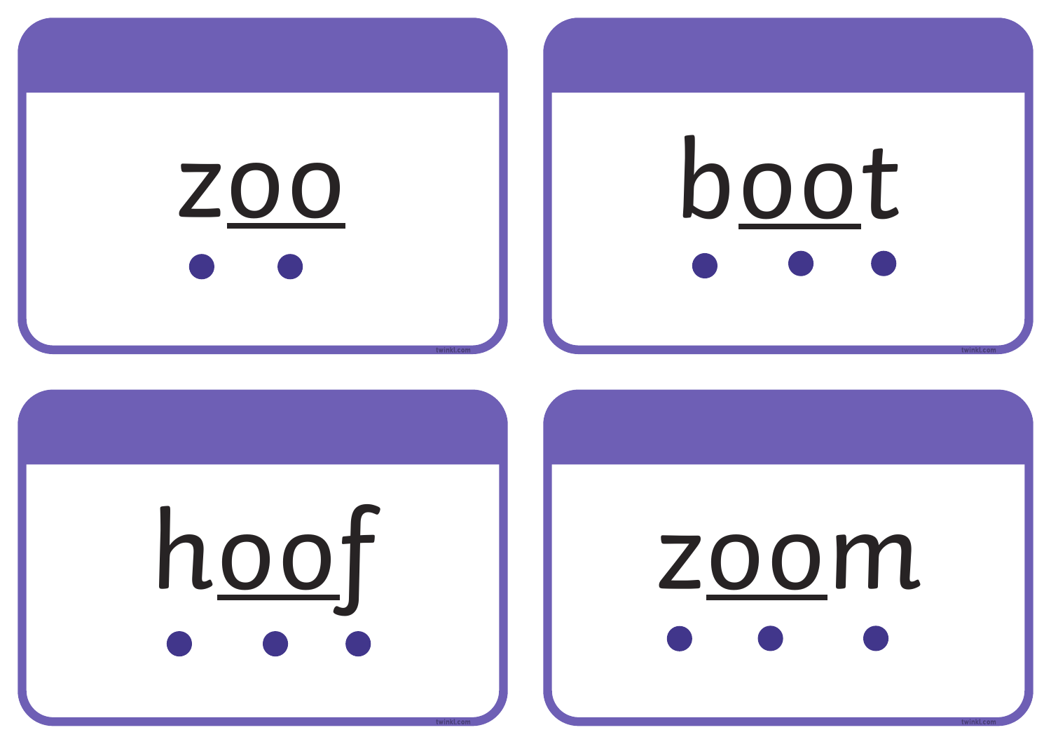z<u>oo</u>

b<u>oo</u>t

h<u>oo</u>f

z<u>oo</u>m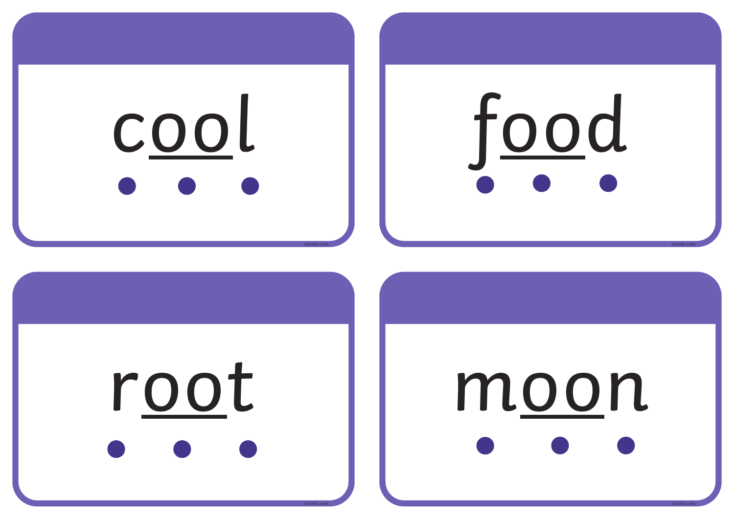cool

food

root

moon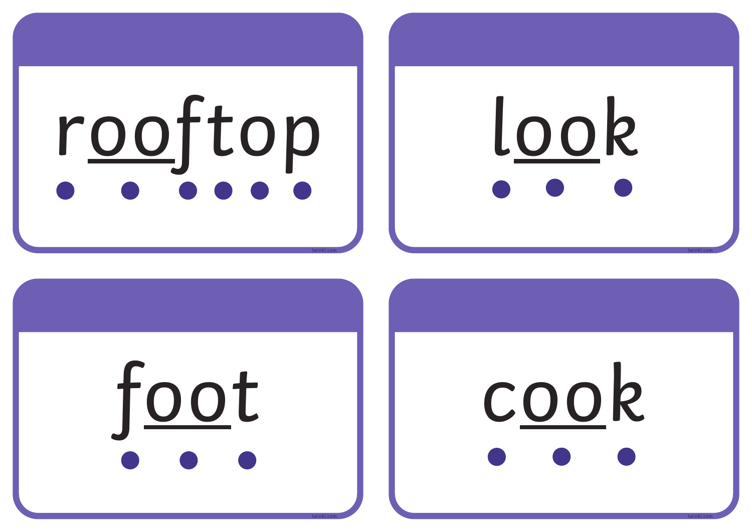rooftop

look

foot

cook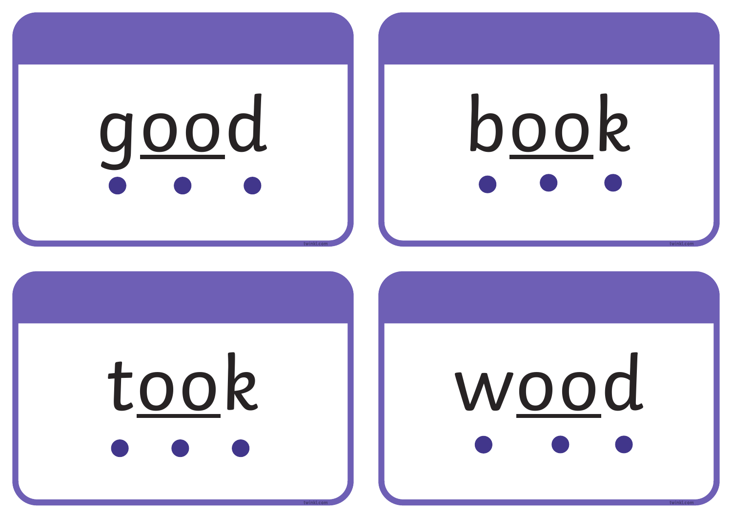good

book

took

wood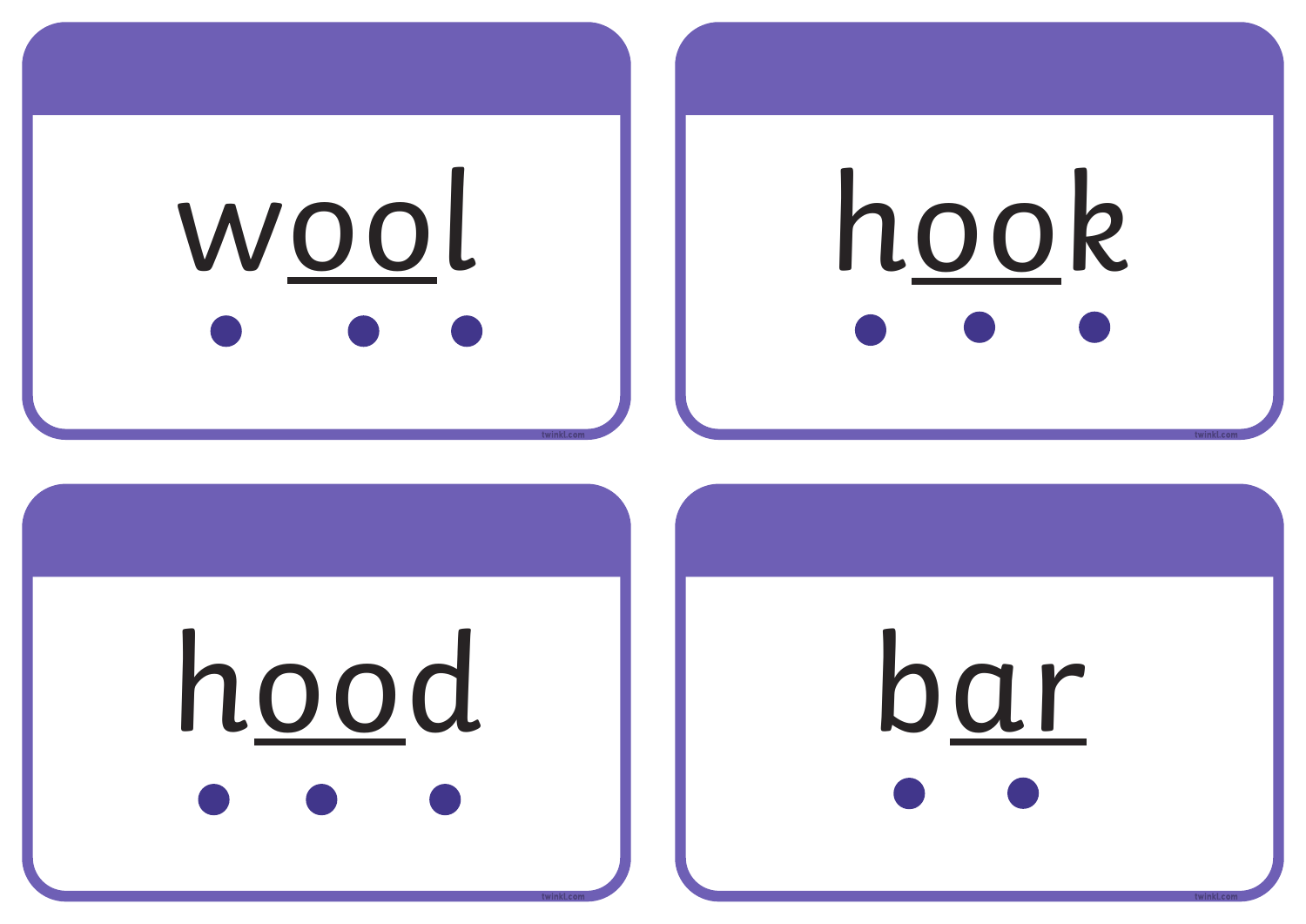wool

hook

hood

bar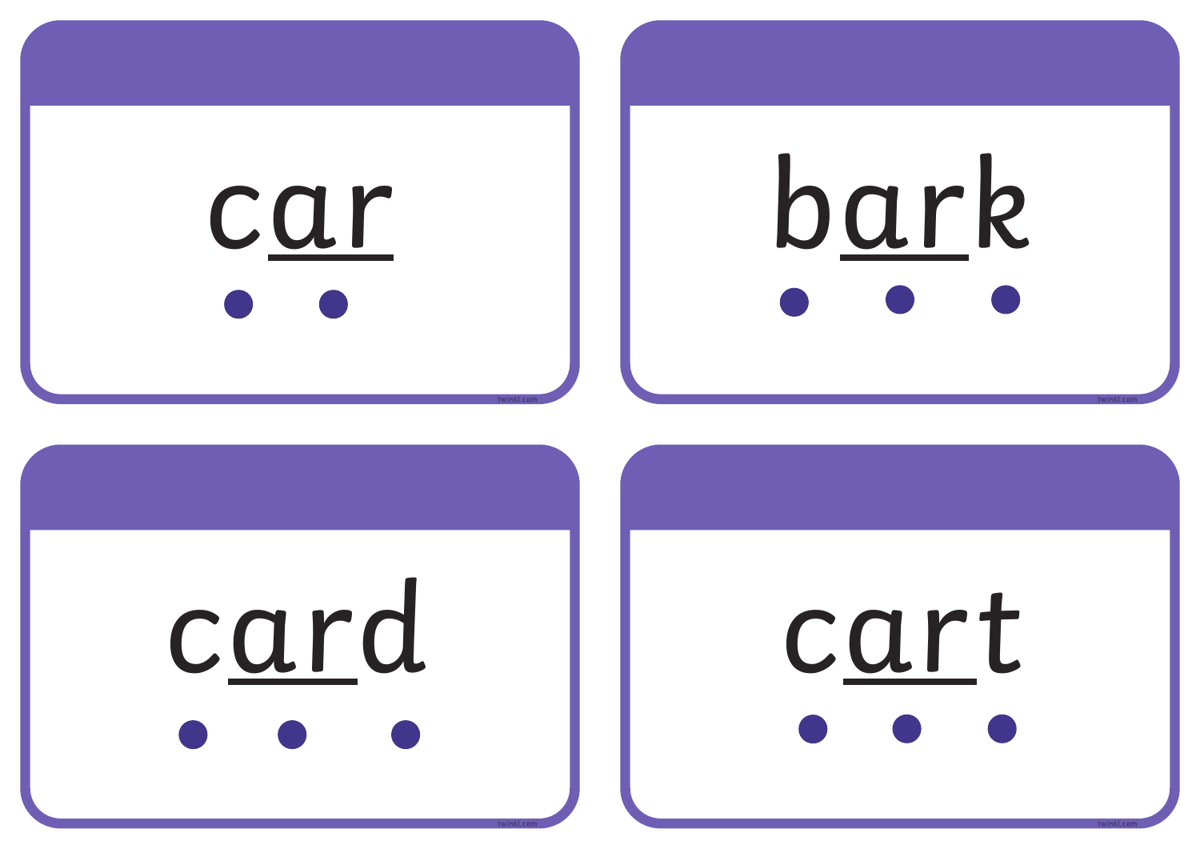car

bark

card

cart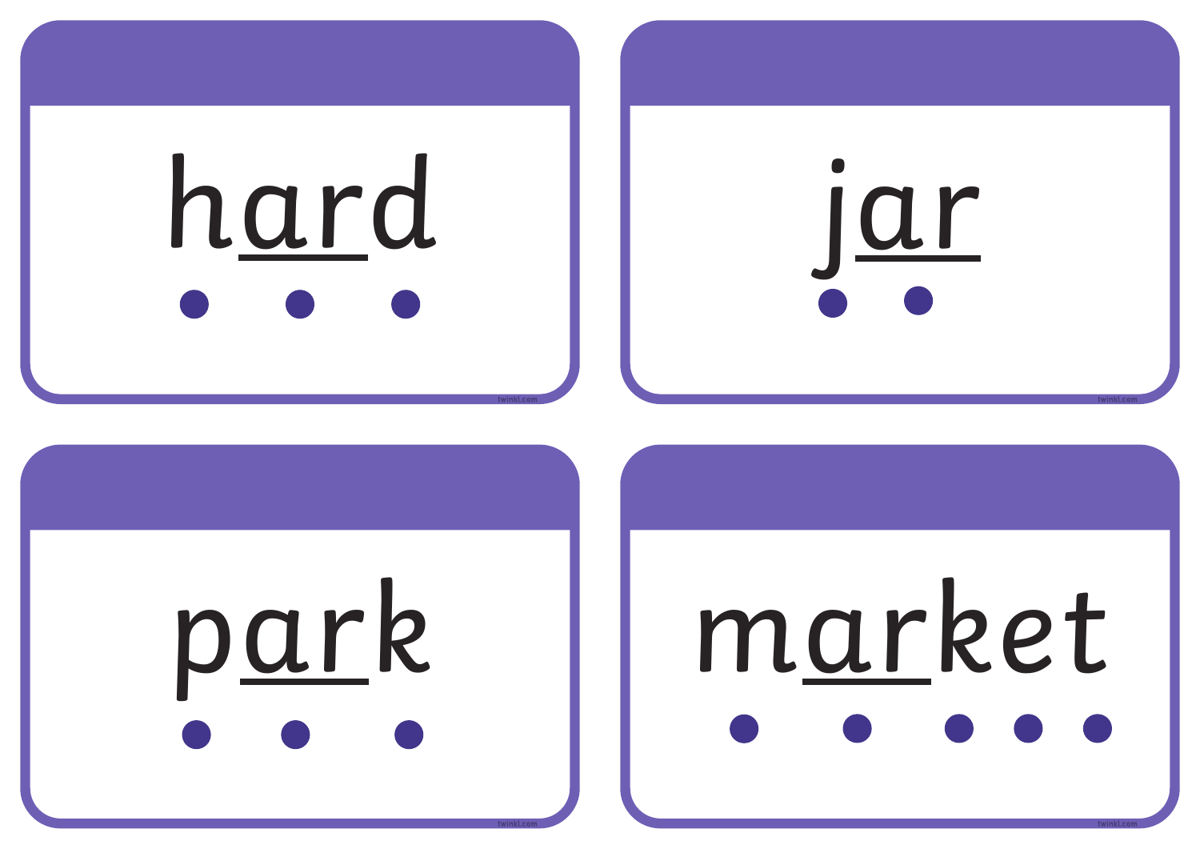hard

jar

park

market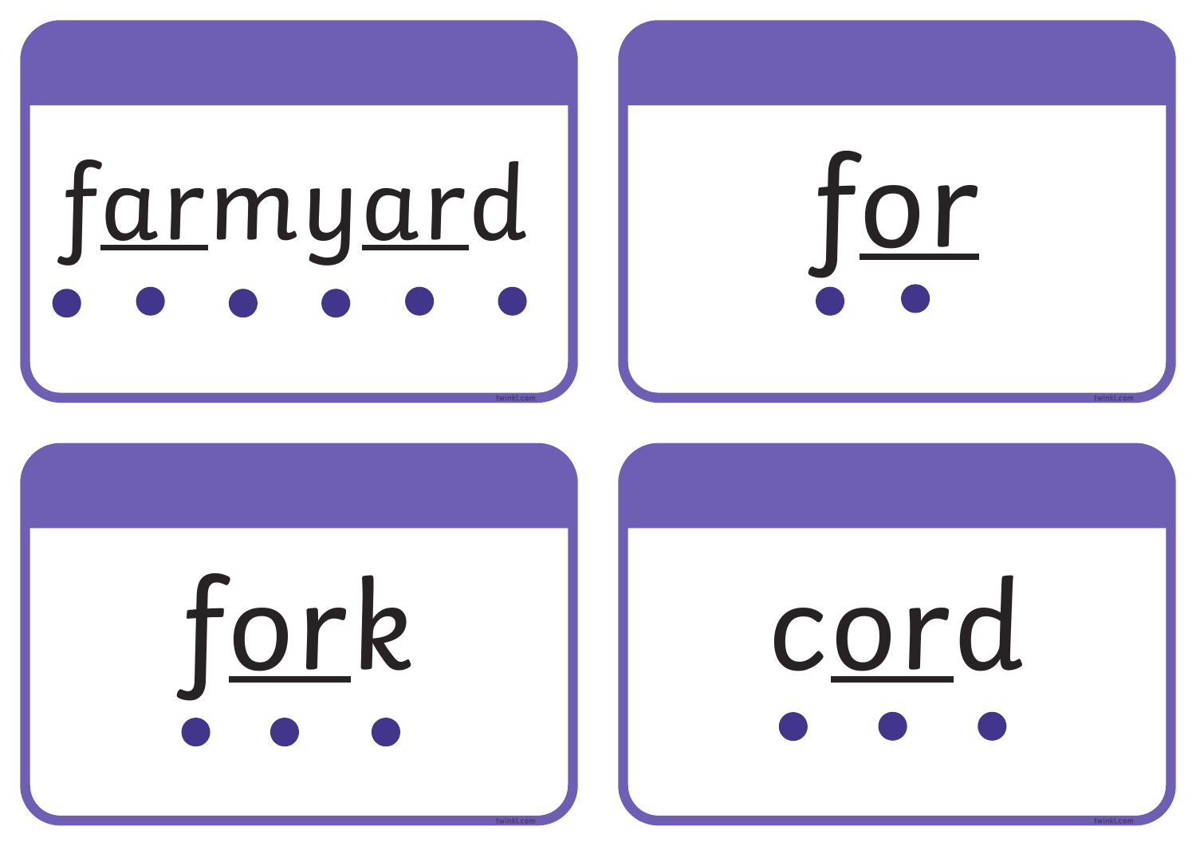farmyard

for

fork

cord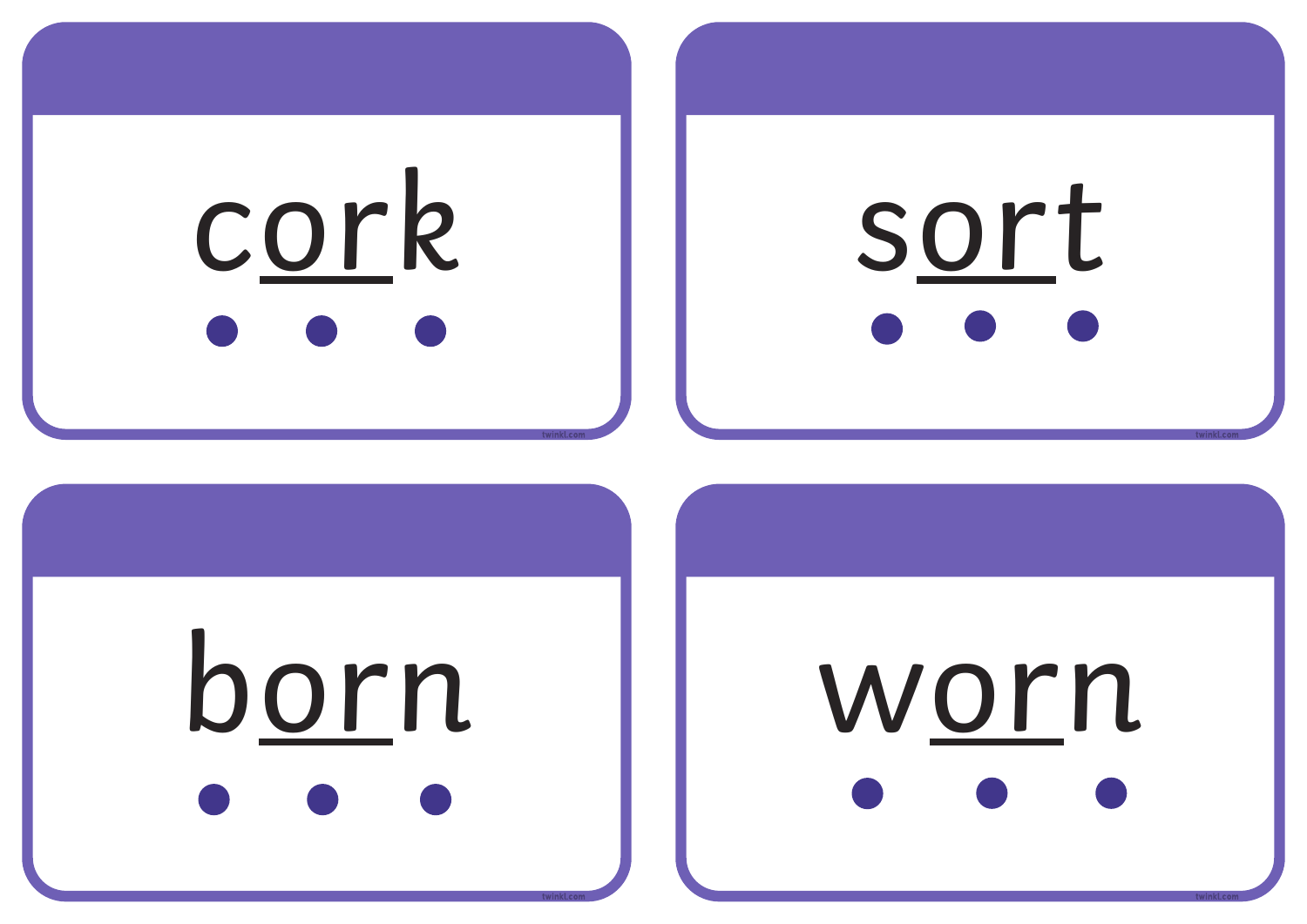cork

sort

born

worn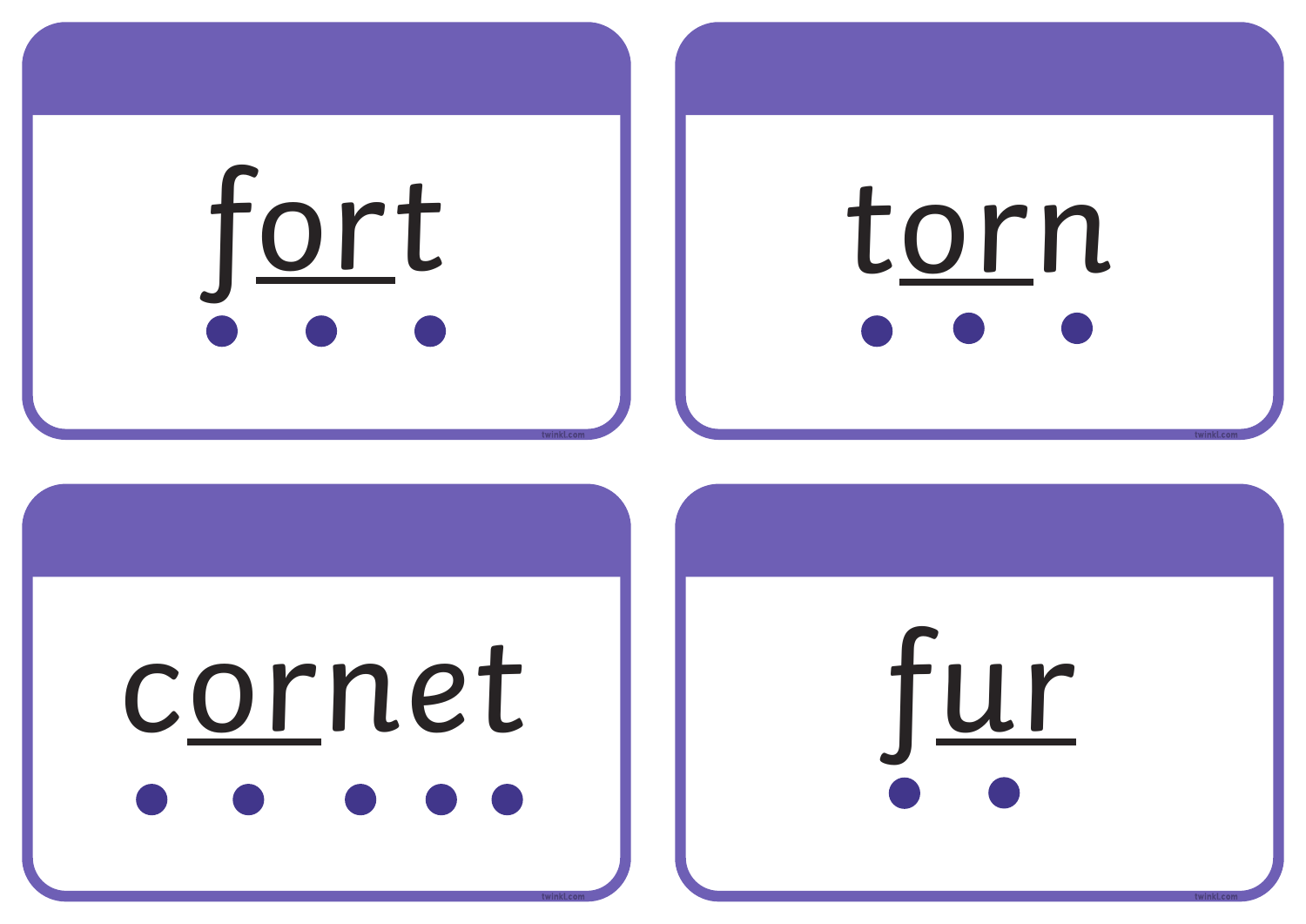fort

torn

cornet

fur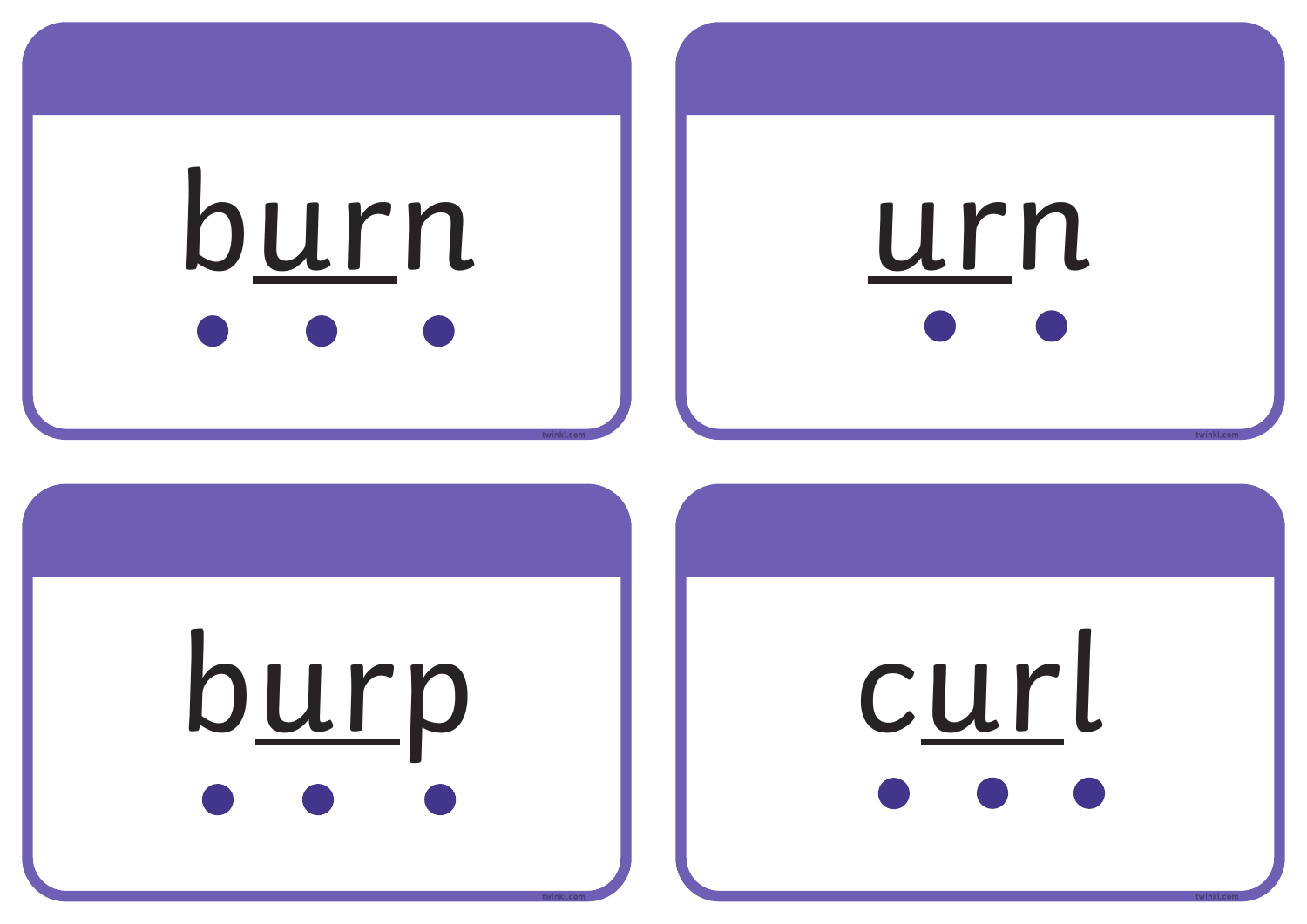burn

urn

burp

curl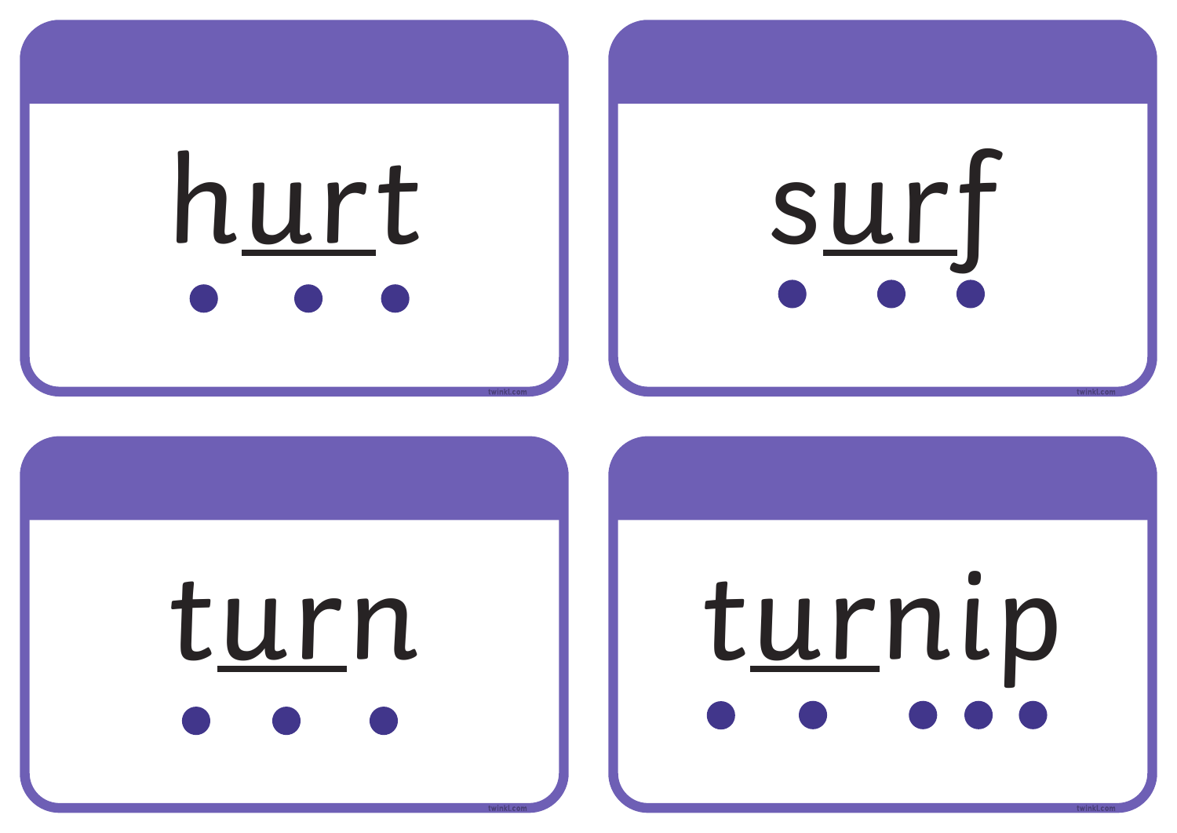hurt

surf

turn

turnip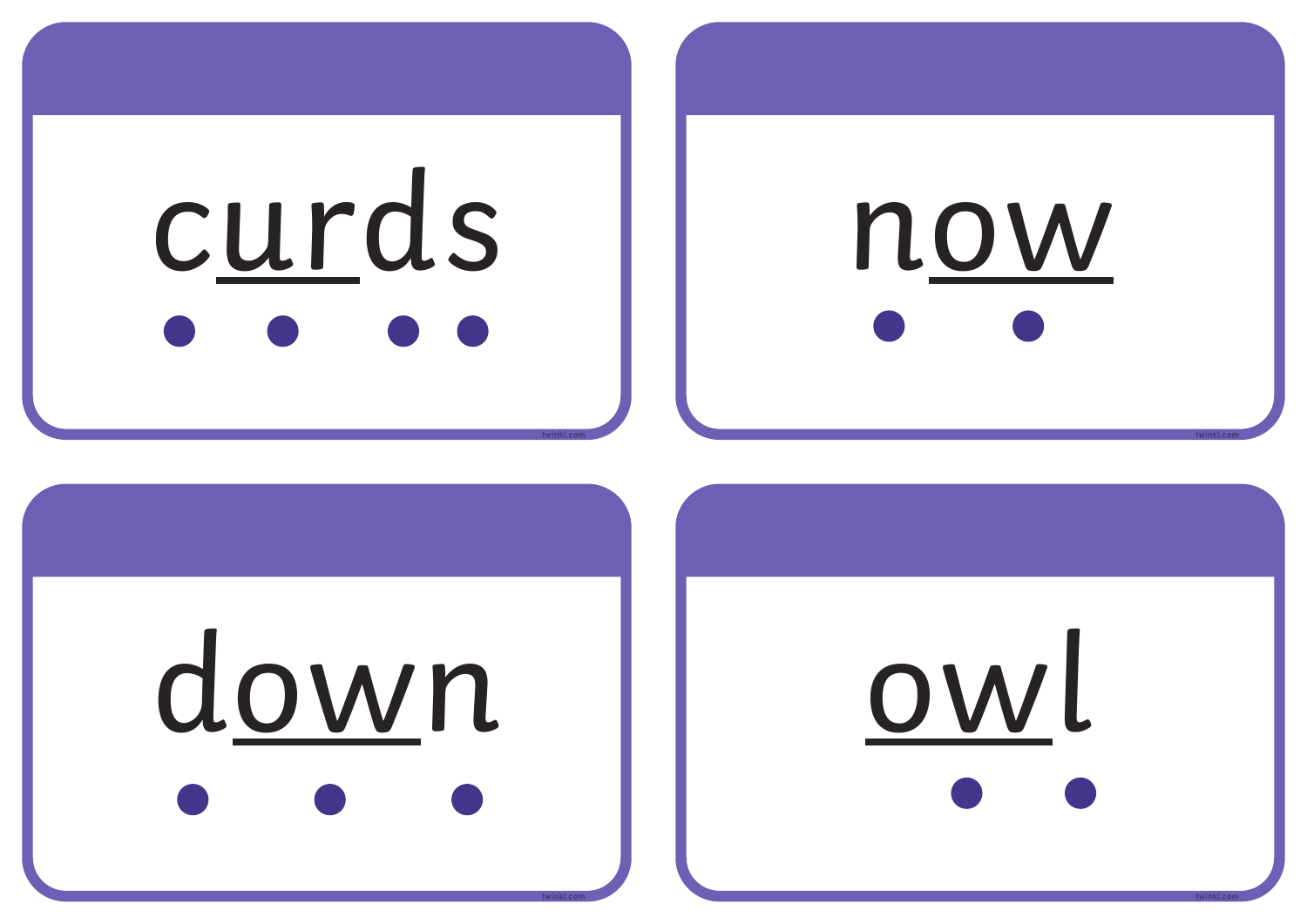curds

now

down

owl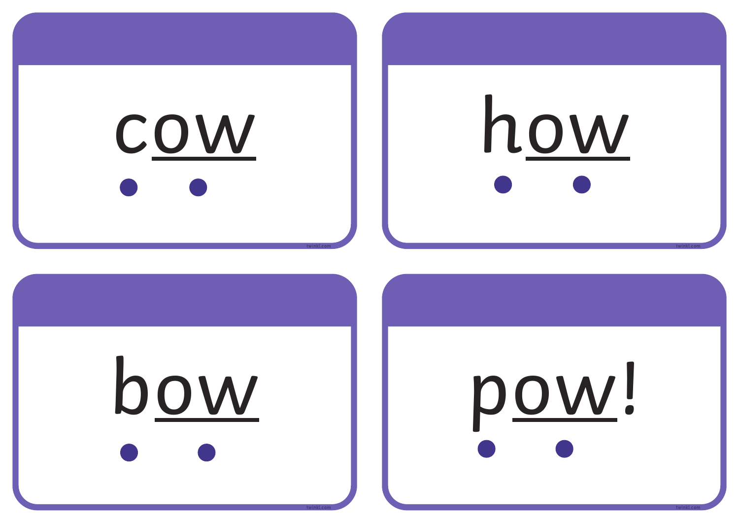cow

how

bow

pow!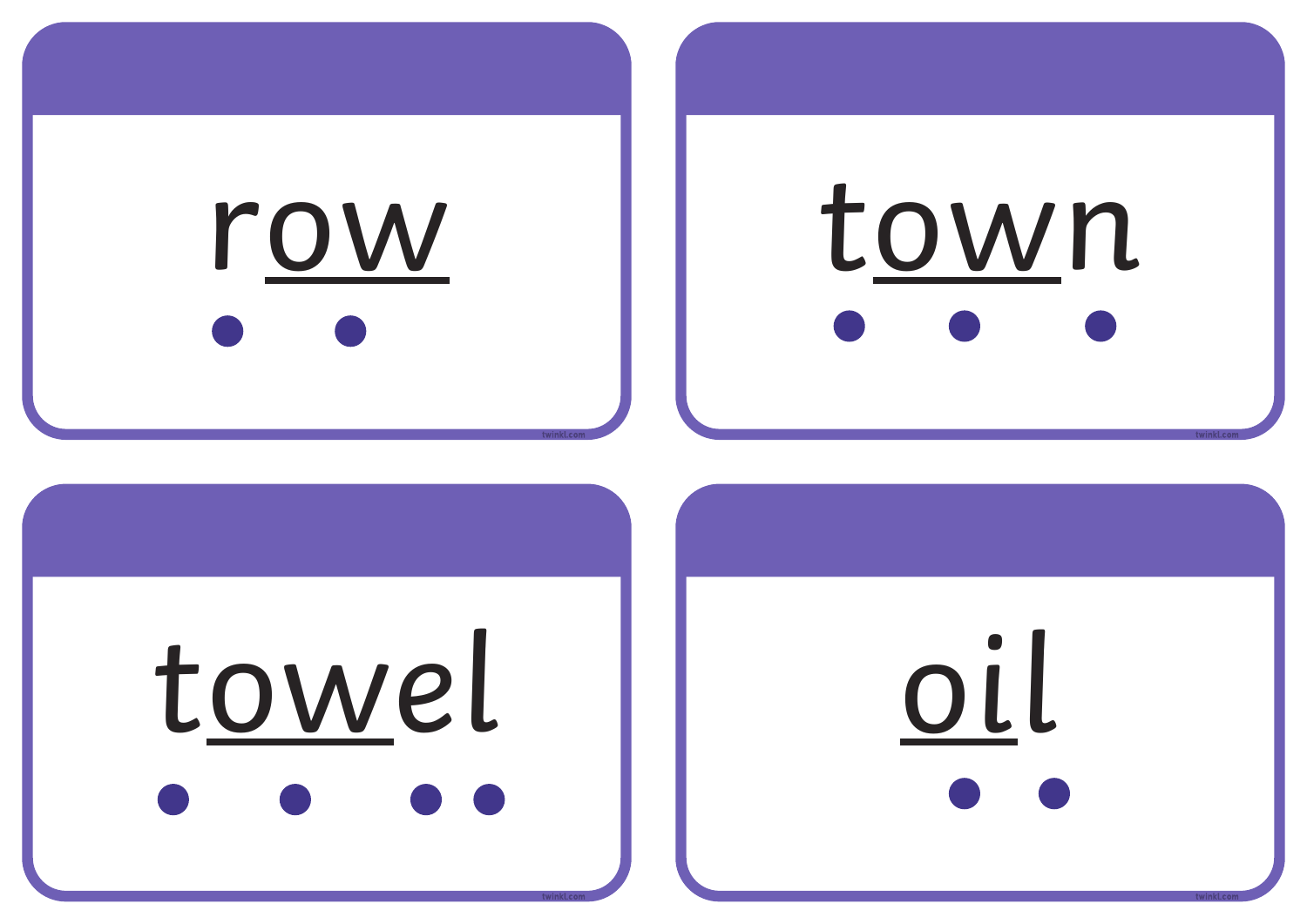row

town

towel

oil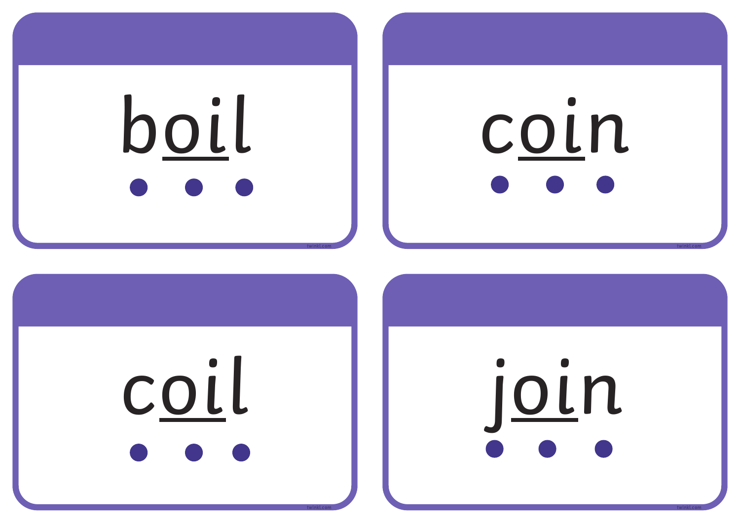boil

coin

coil

join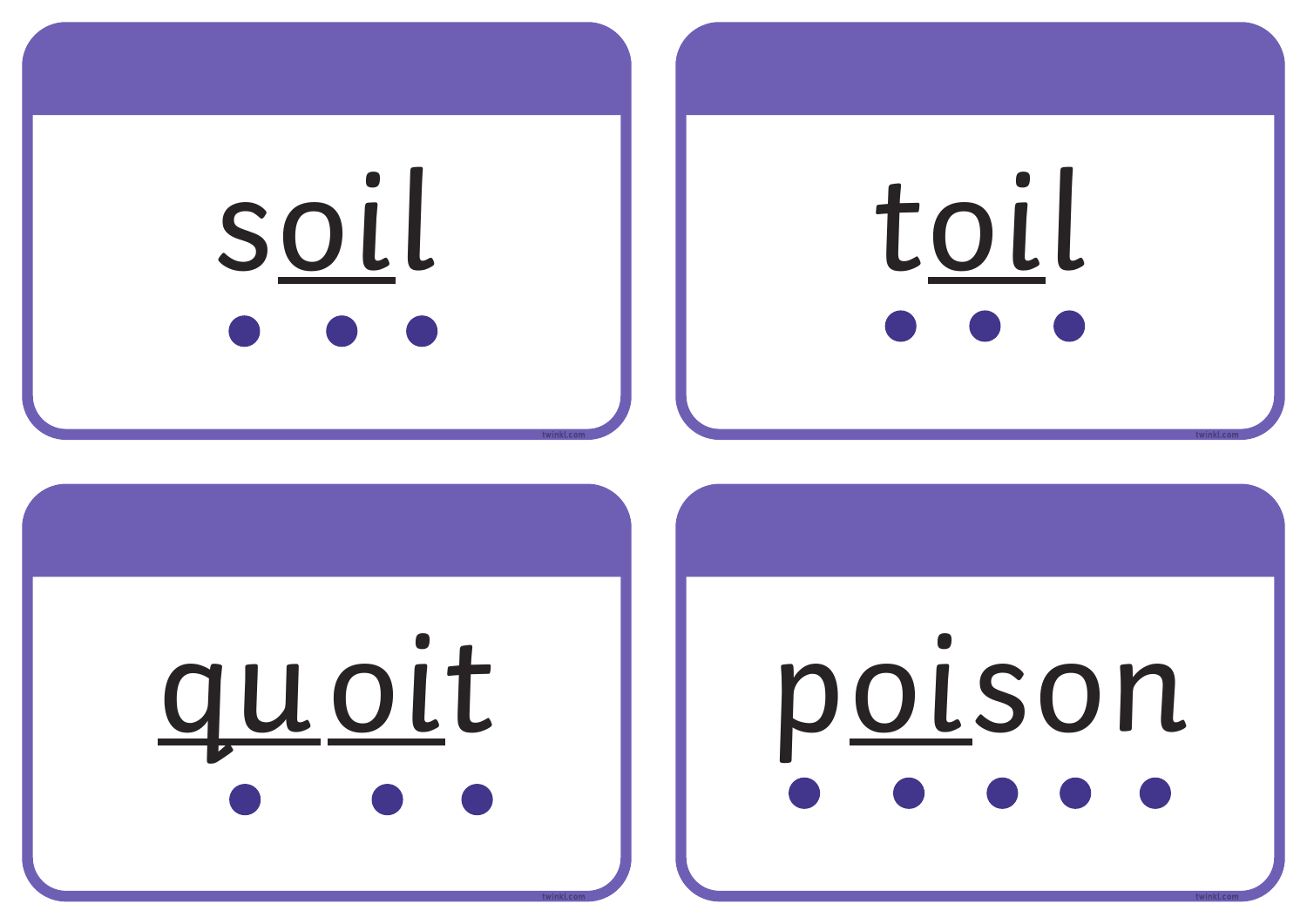soil

toil

quoit

poison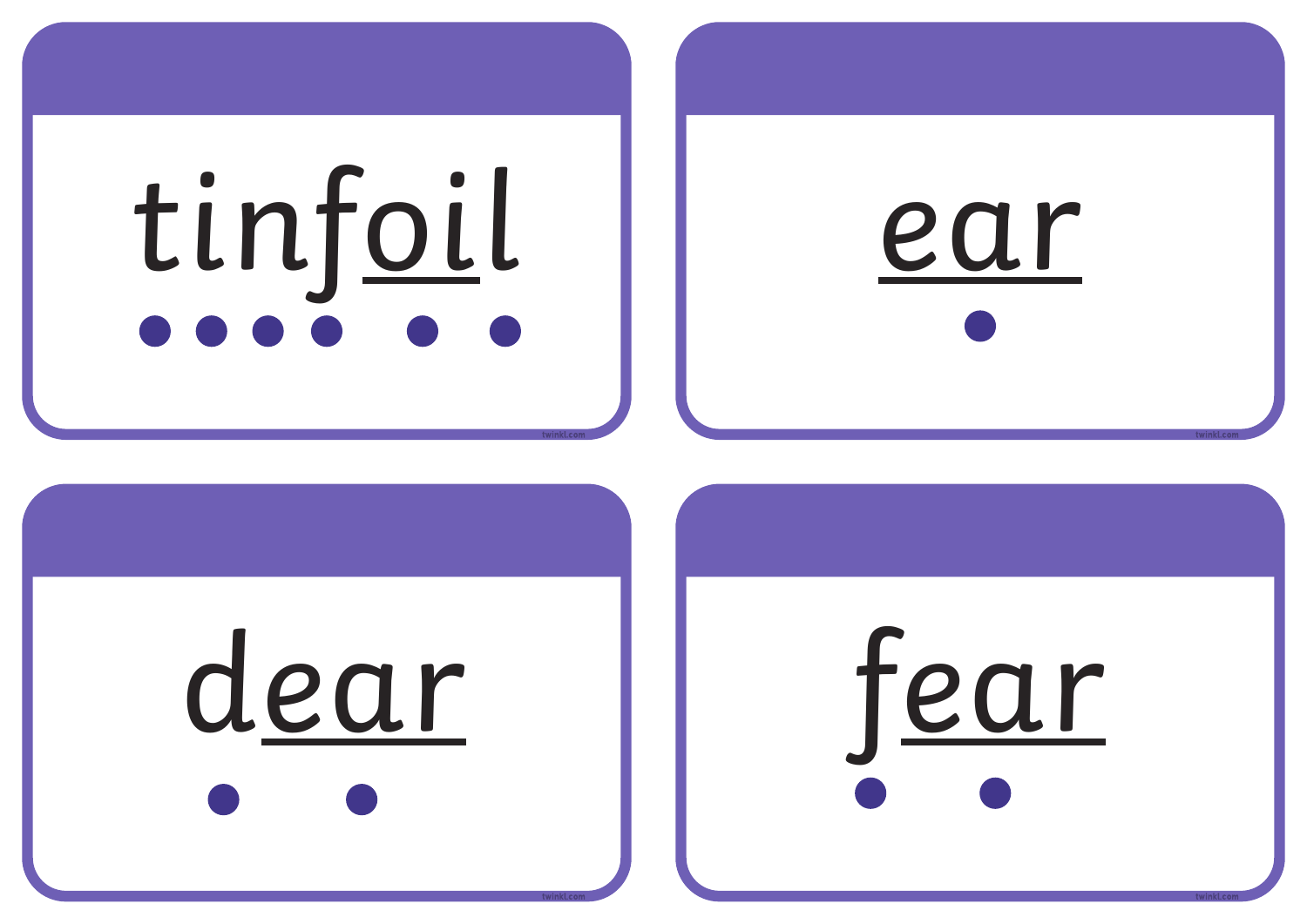tinfoil

ear

dear

fear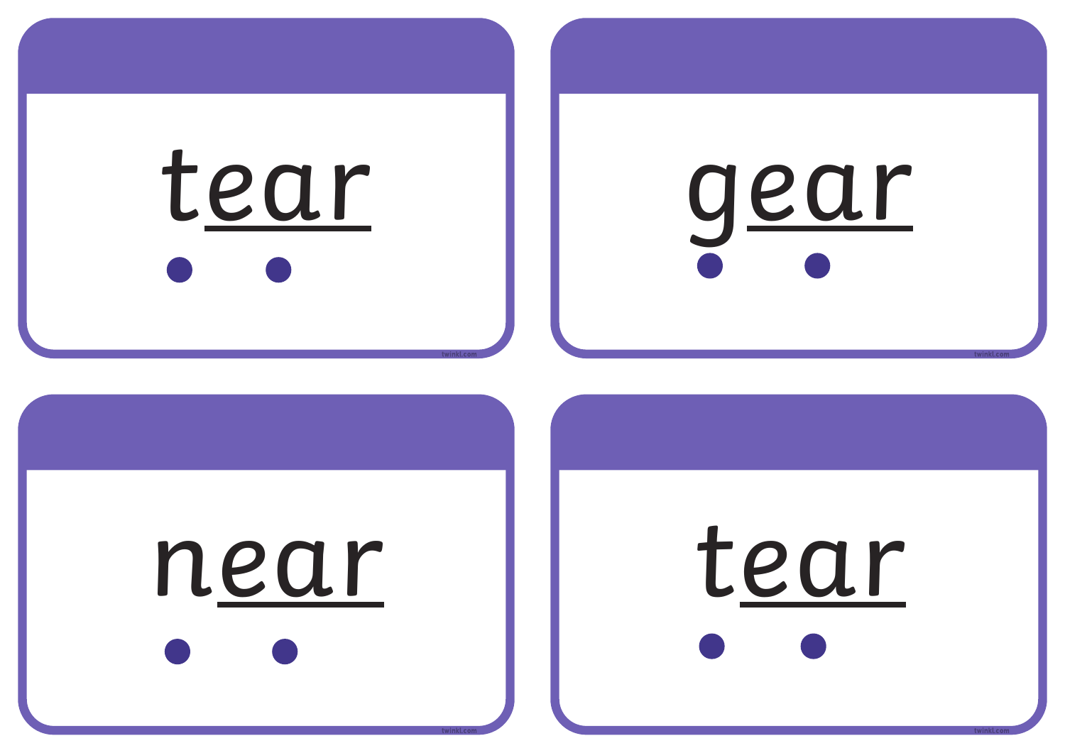tear

gear

near

tear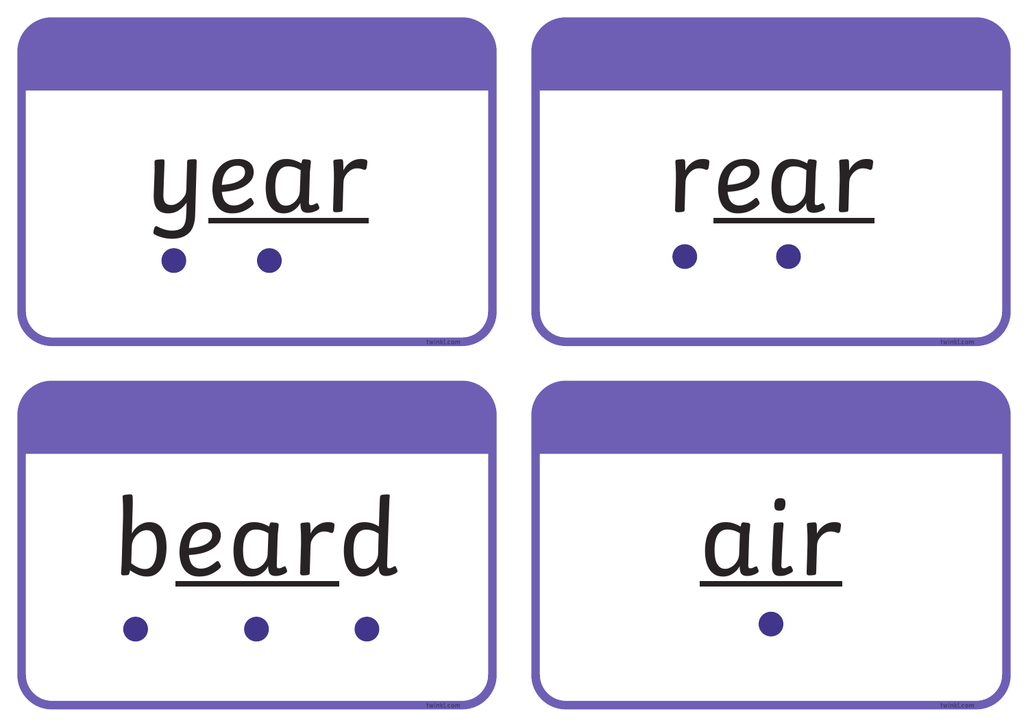year

rear

beard

air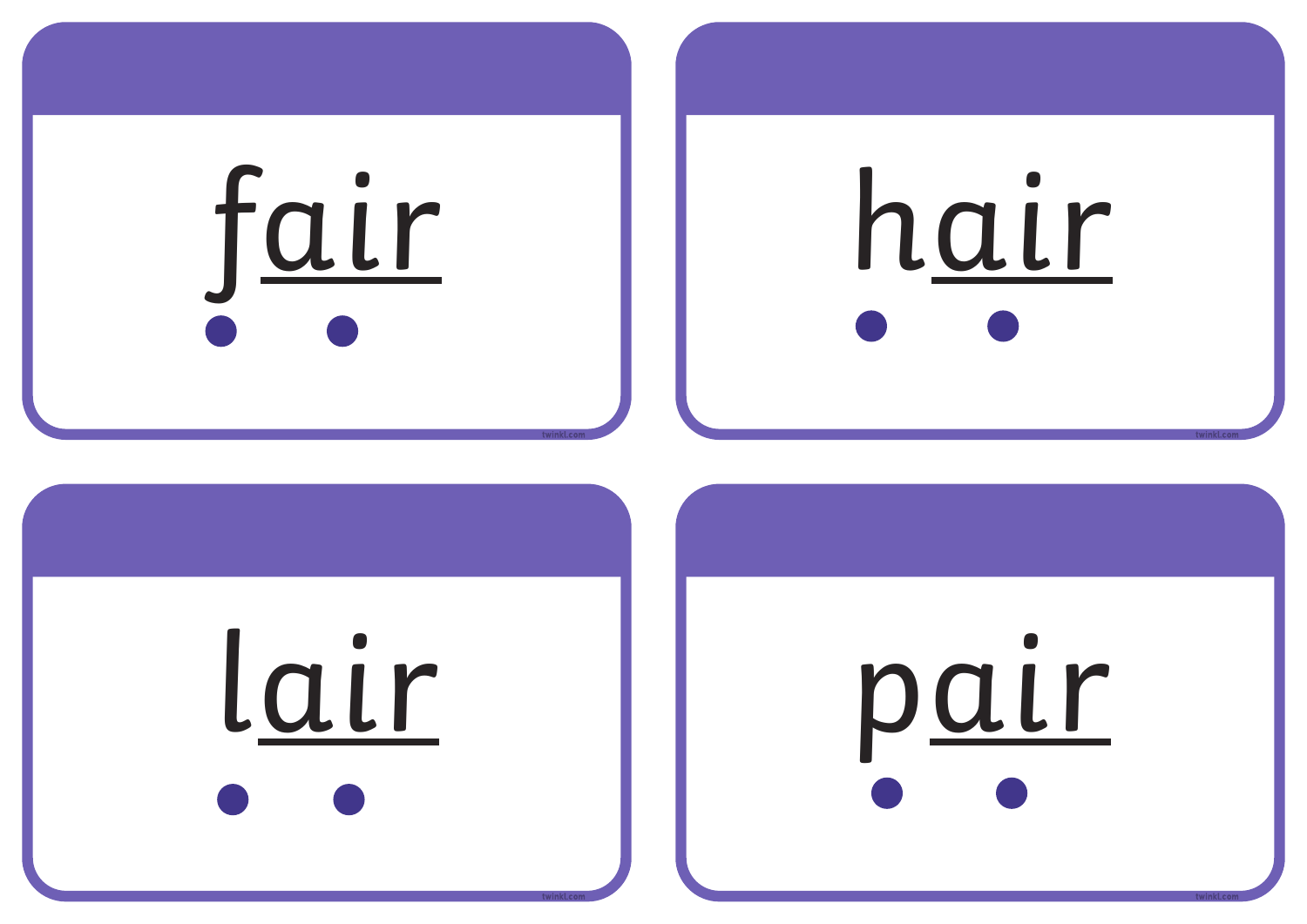fair

hair

lair

pair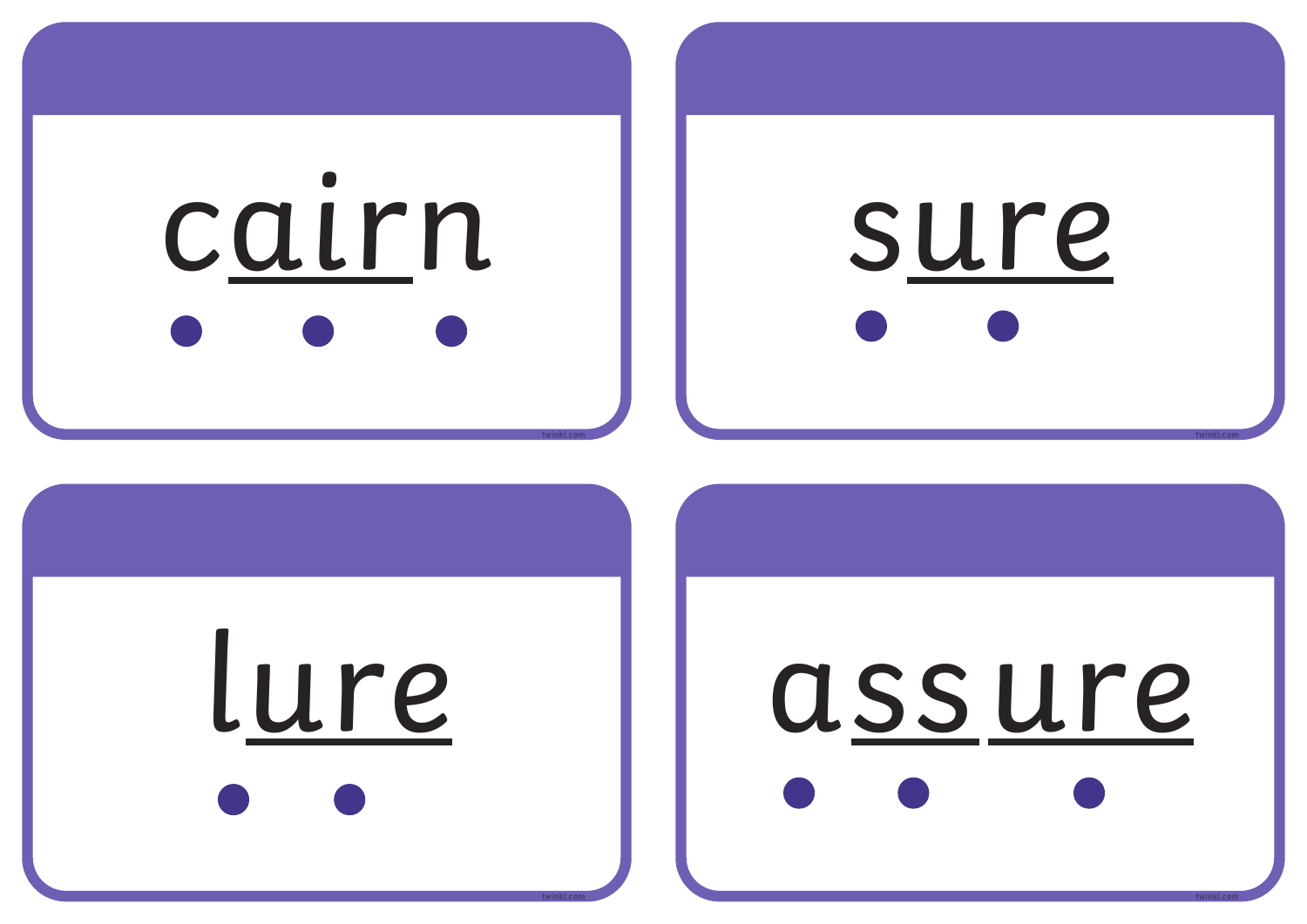cairn

sure

lure

assure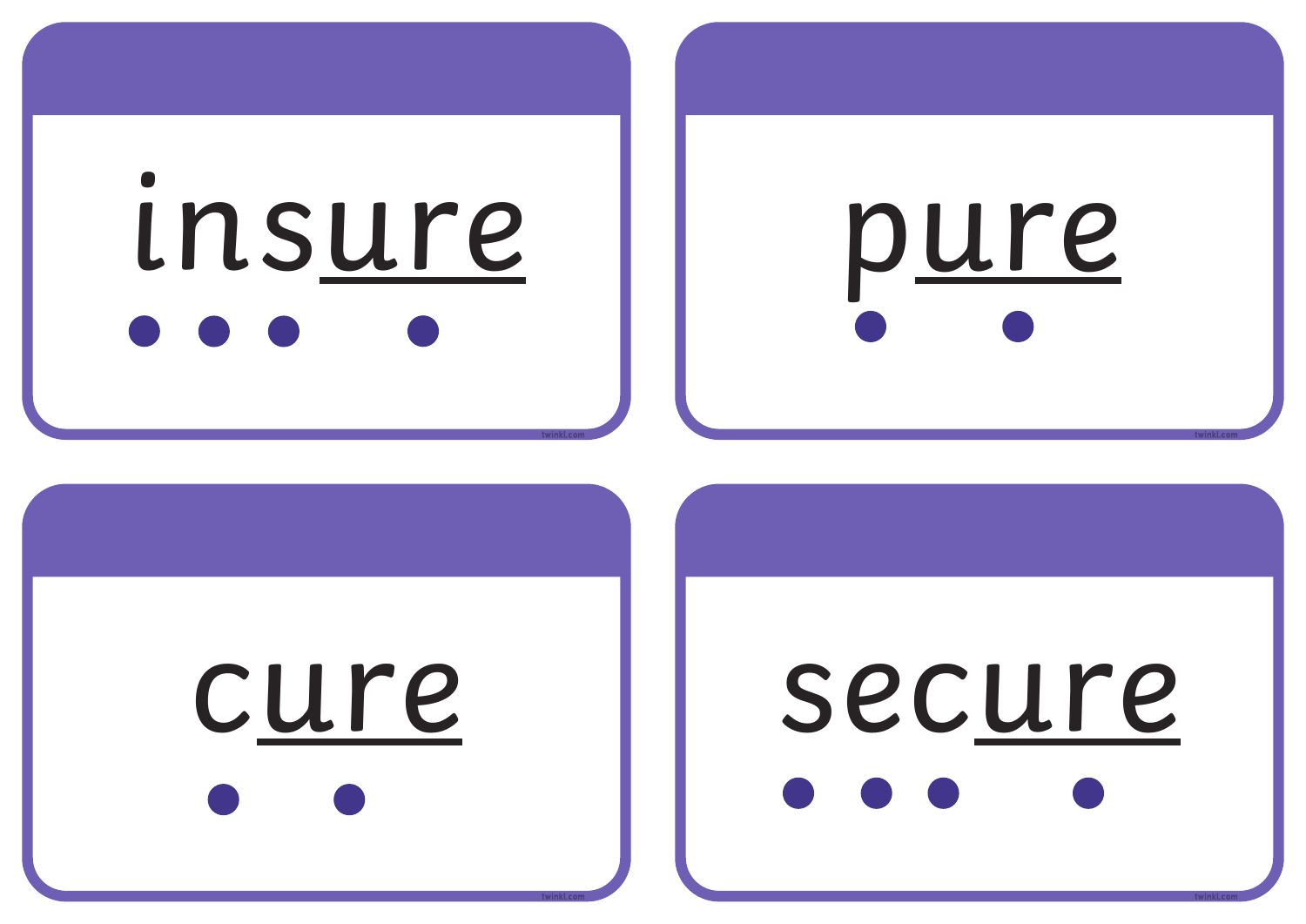insure

pure

cure

secure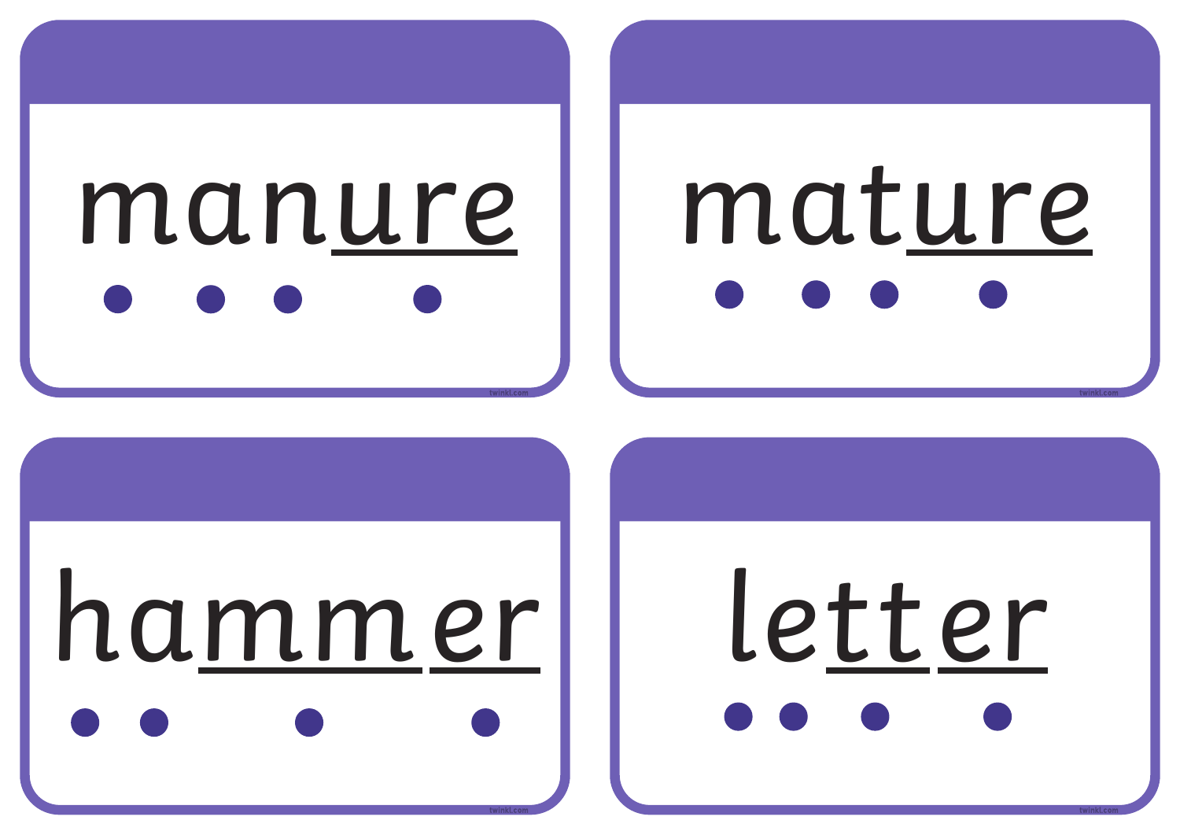manure

mature

hammer

letter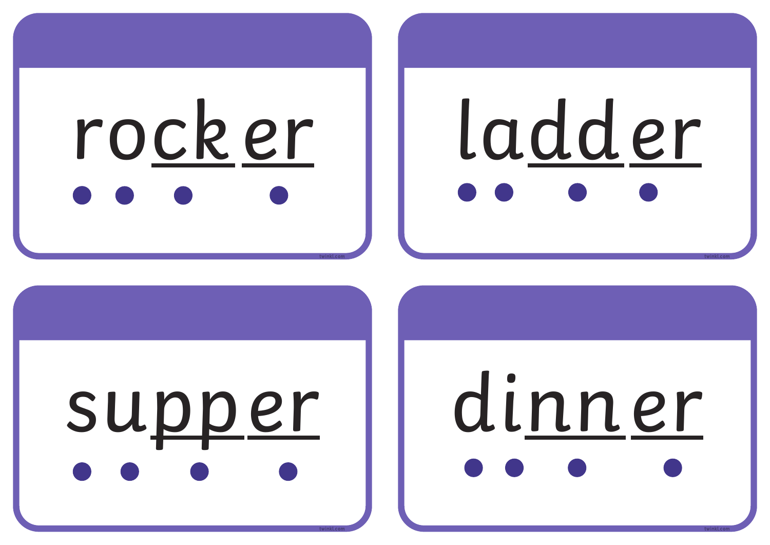rocker

ladder

supper

dinner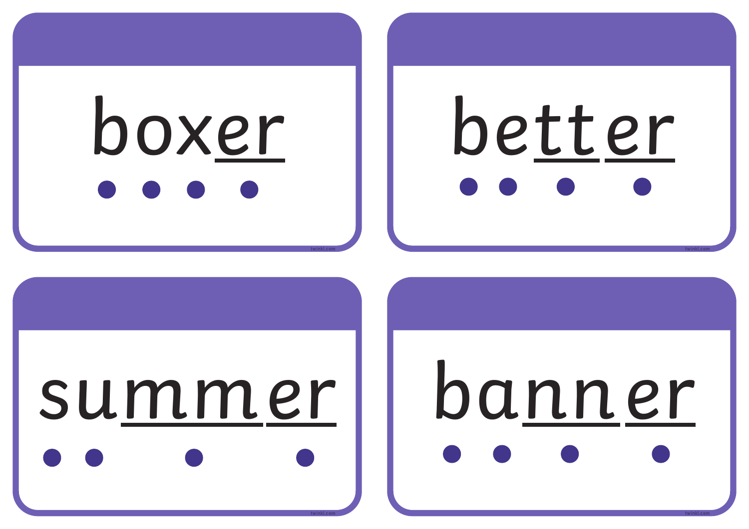boxer

better

summer

banner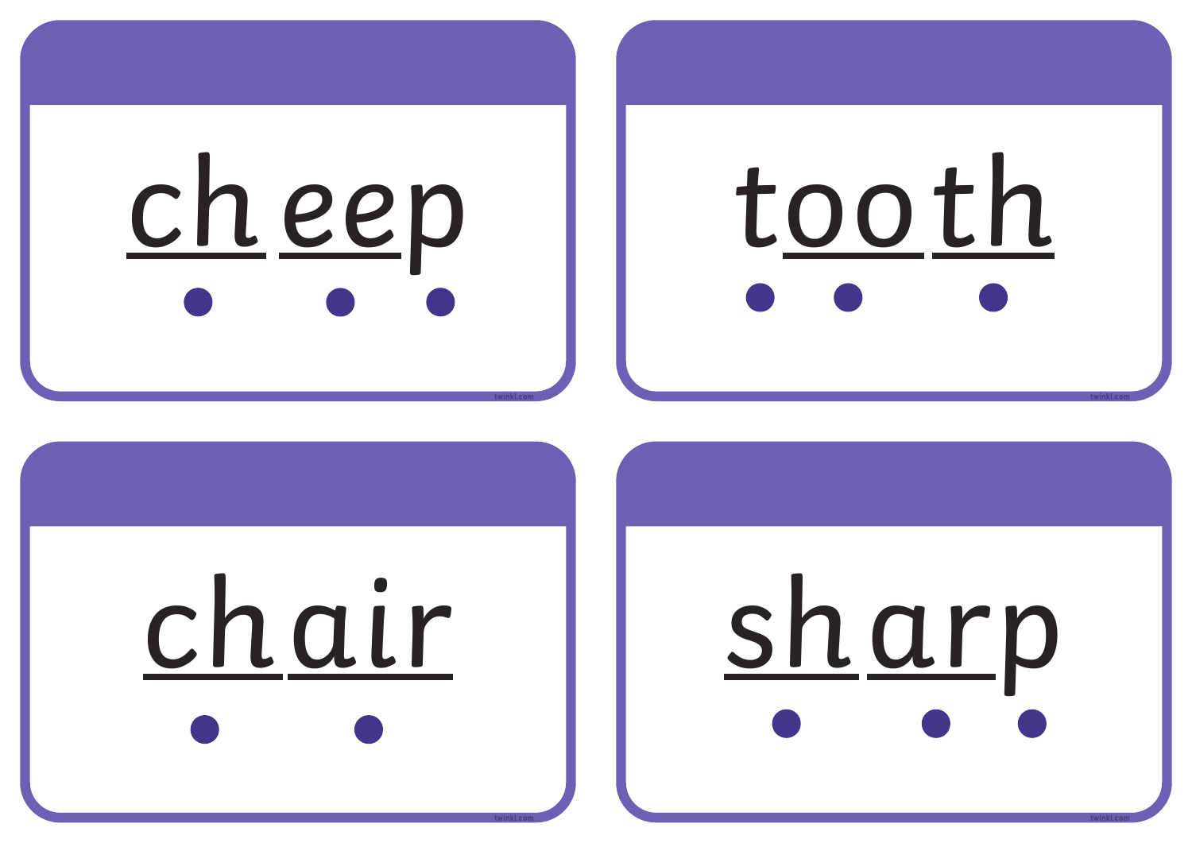cheep

tooth

chair

sharp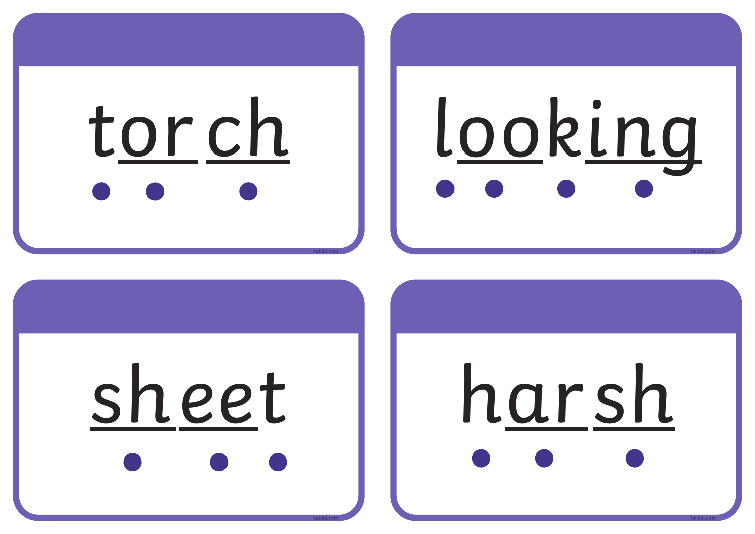torch

looking

sheet

harsh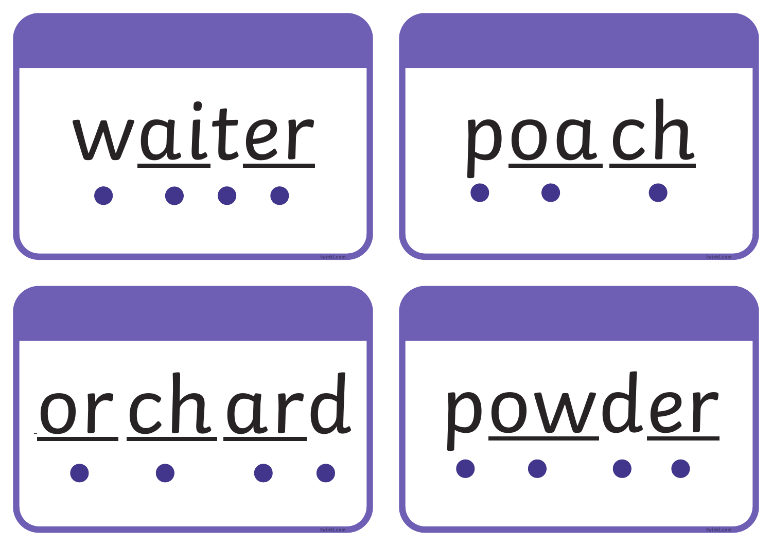waiter

poach

orchard

powder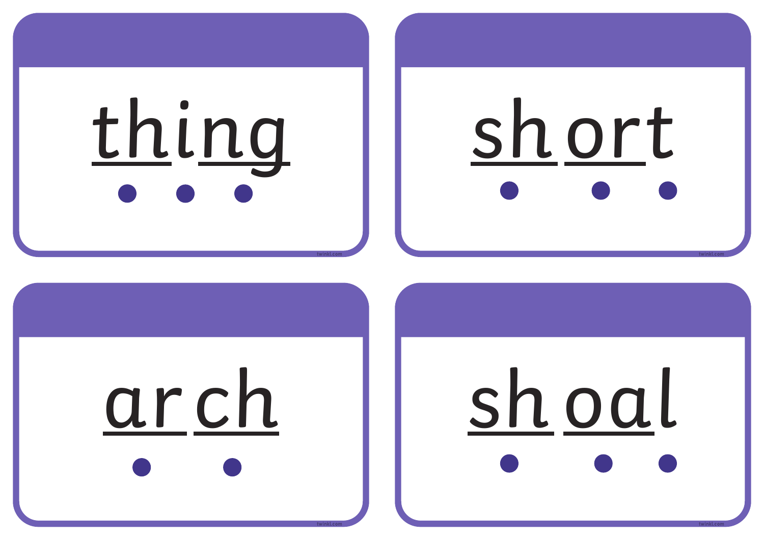thing

short

arch

shoal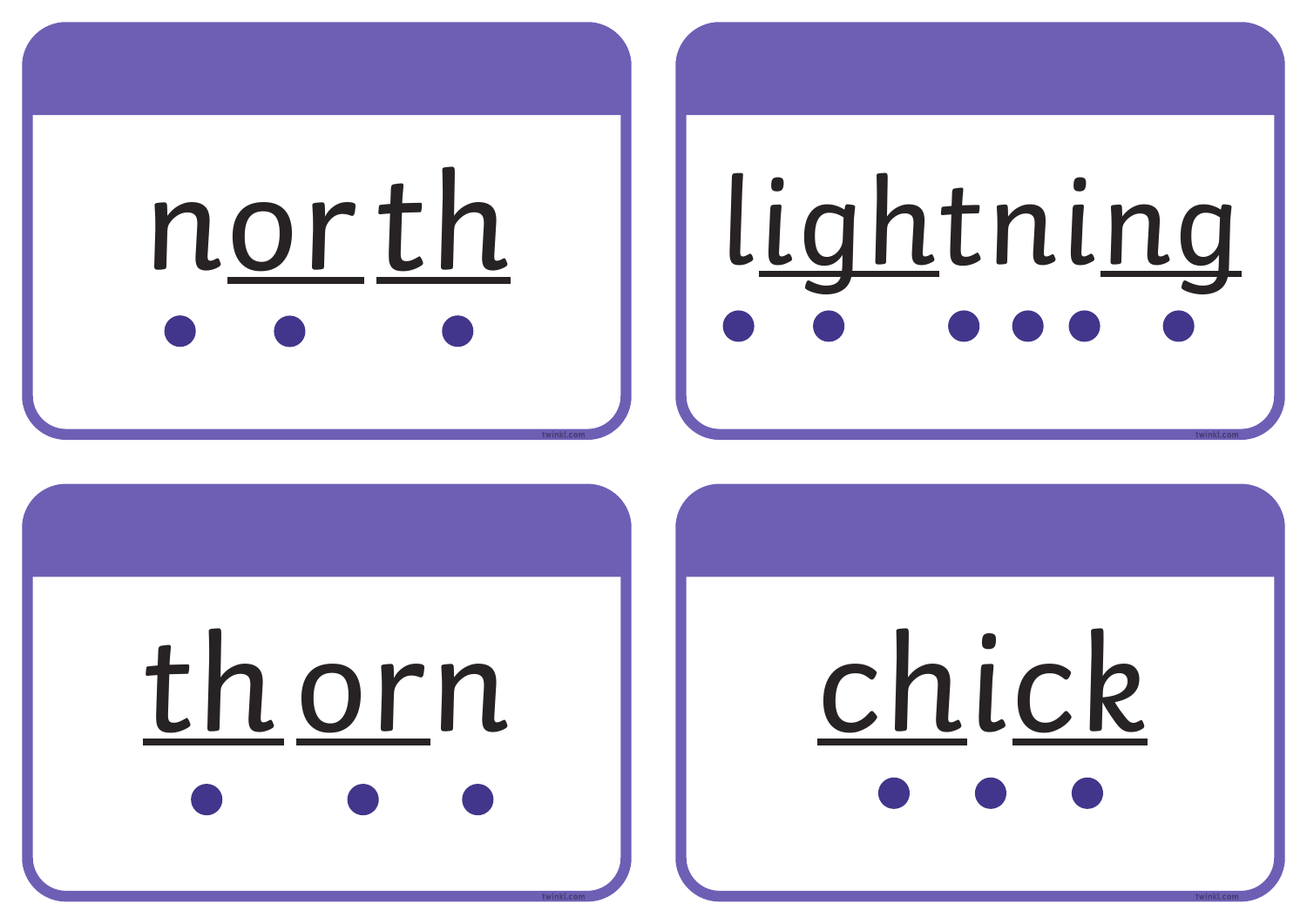north

lightning

thorn

chick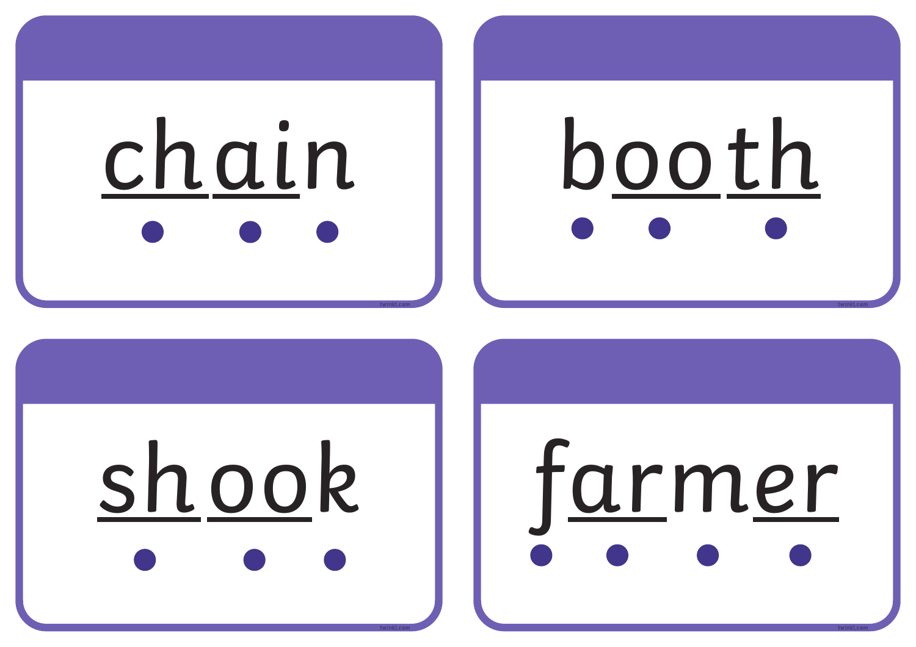chain

booth

shook

farmer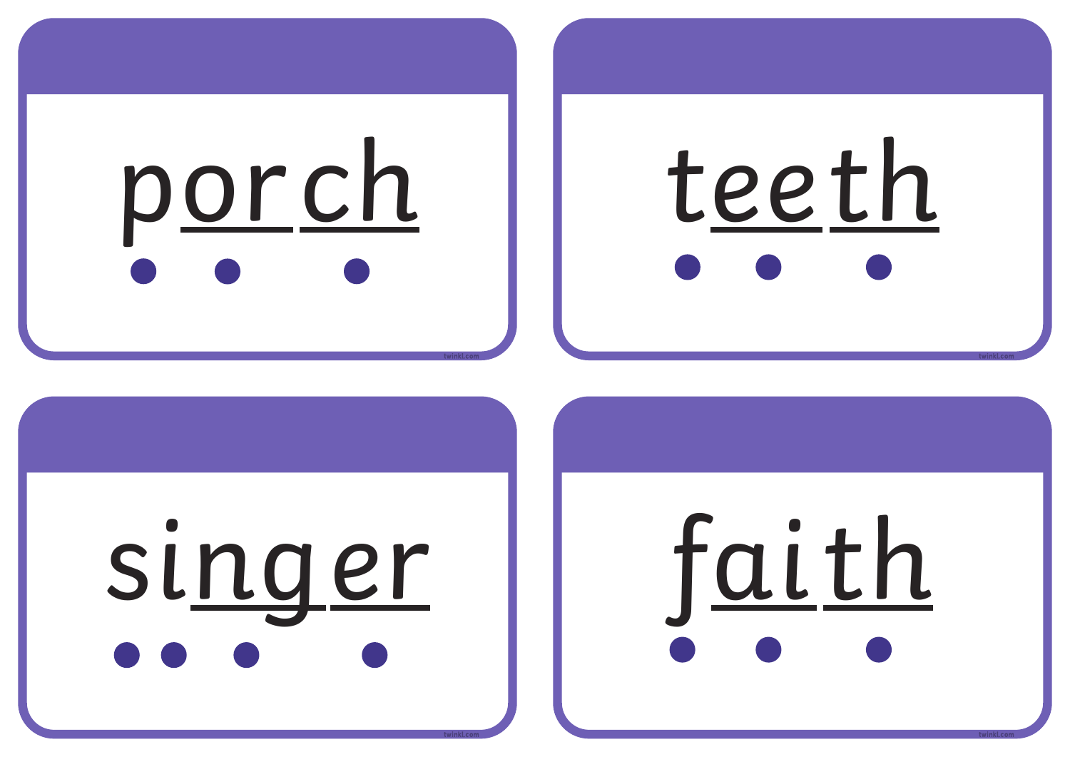porch

teeth

singer

faith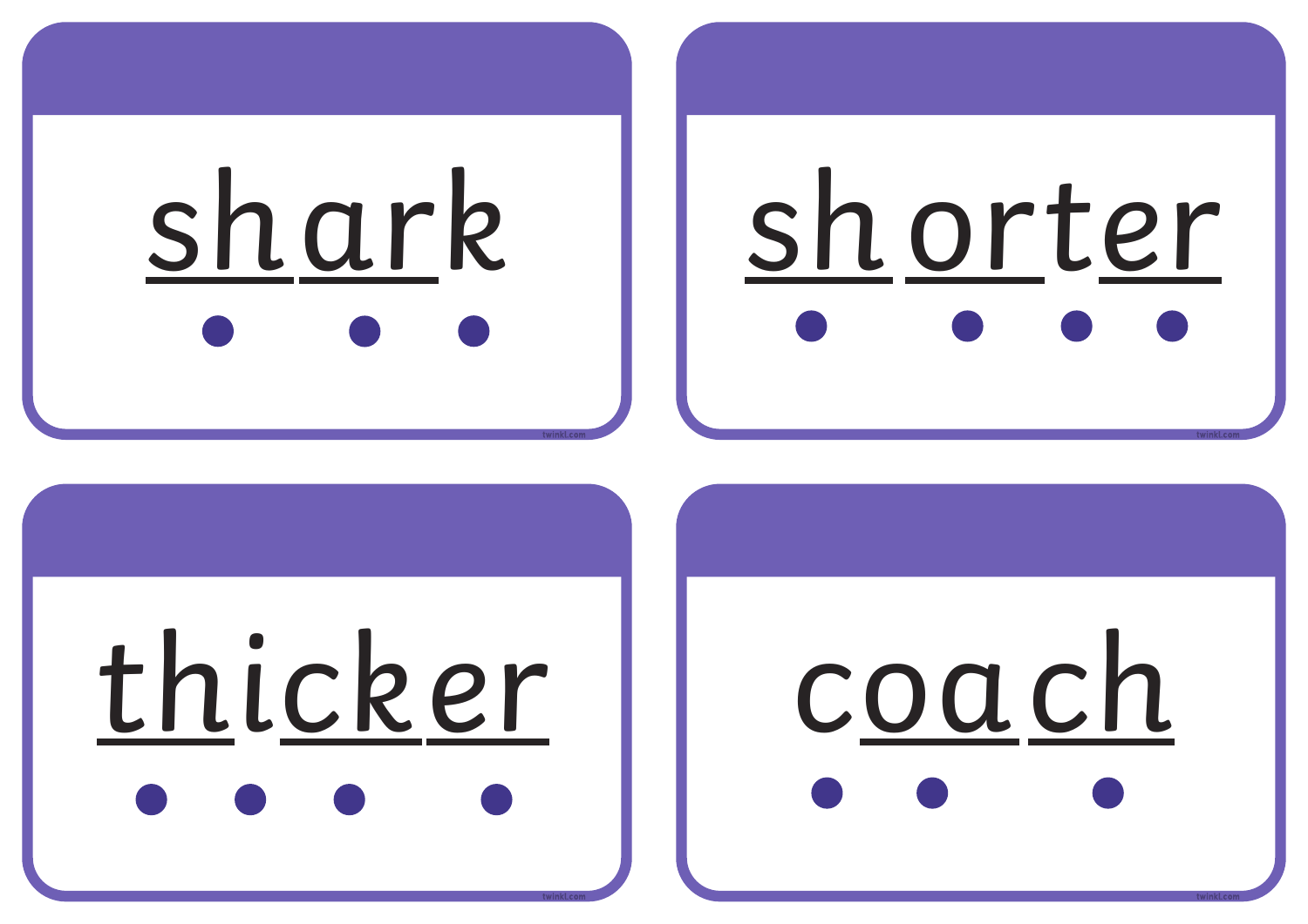shark

shorter

thicker

coach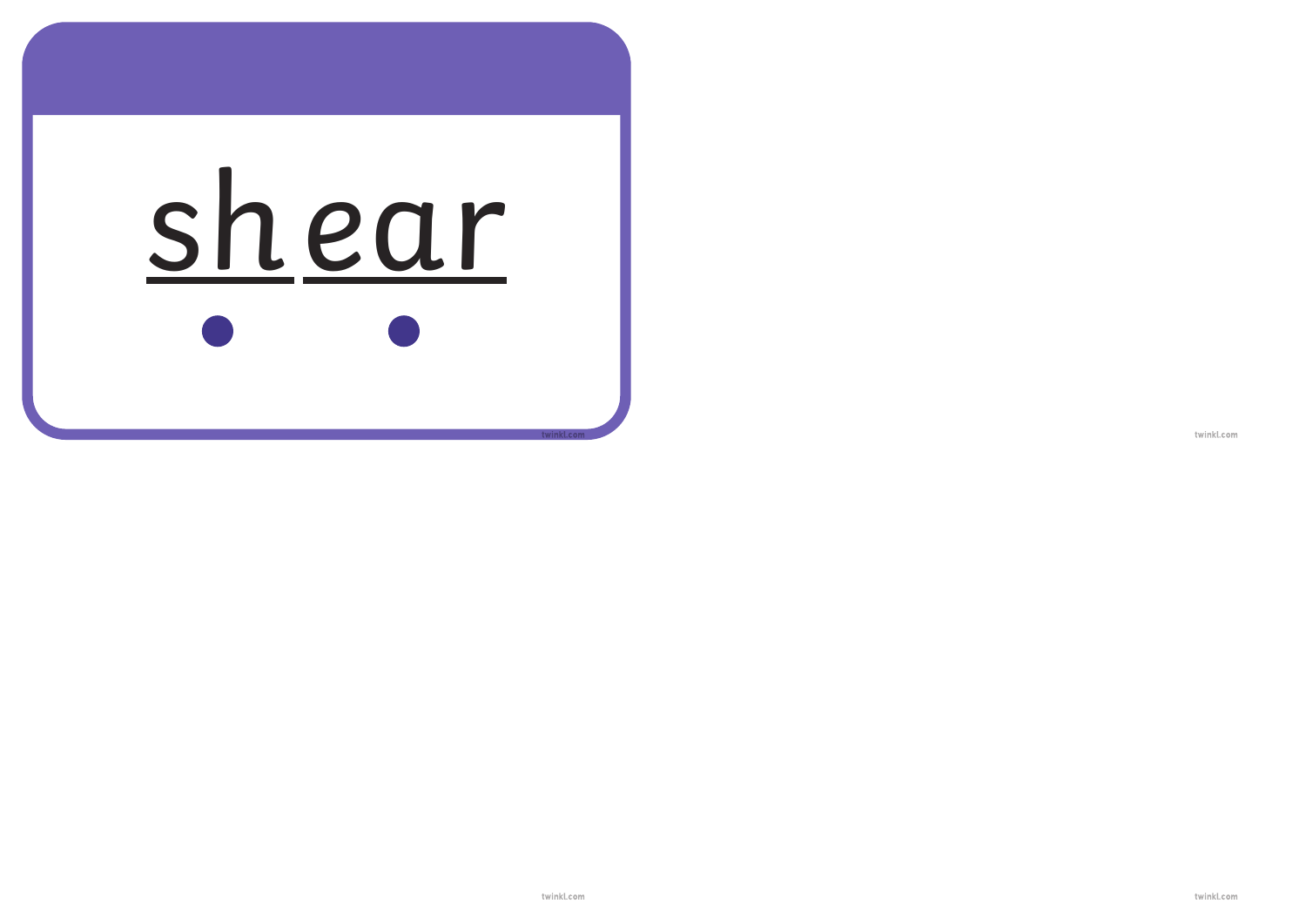shear